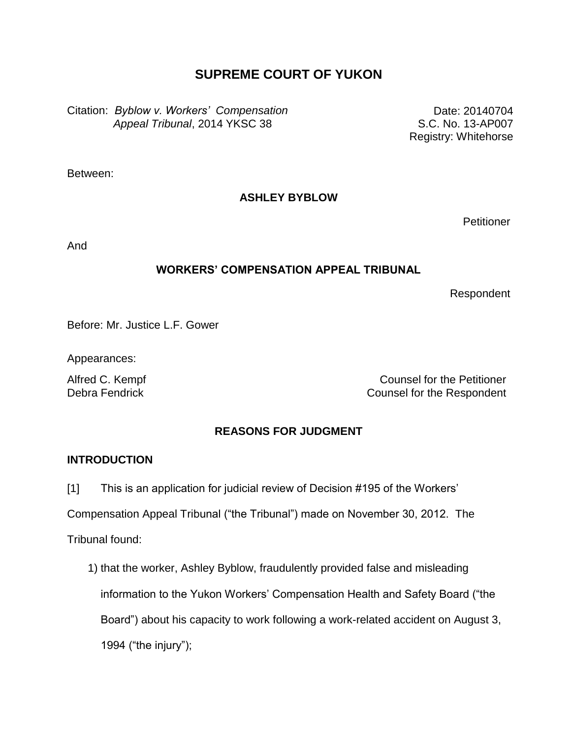# SUPREME COURT OF YUKON

Citation: *Byblow v. Workers' Compensation Appeal Tribunal*, 2014 YKSC 38

Date: 20140704
S.C. No. 13-AP007
Registry: Whitehorse

Between:

**ASHLEY BYBLOW**

Petitioner

And

**WORKERS' COMPENSATION APPEAL TRIBUNAL**

Respondent

Before: Mr. Justice L.F. Gower

Appearances:

Alfred C. Kempf — Counsel for the Petitioner
Debra Fendrick — Counsel for the Respondent

## REASONS FOR JUDGMENT

### INTRODUCTION

[1] This is an application for judicial review of Decision #195 of the Workers' Compensation Appeal Tribunal ("the Tribunal") made on November 30, 2012. The Tribunal found:

1) that the worker, Ashley Byblow, fraudulently provided false and misleading information to the Yukon Workers' Compensation Health and Safety Board ("the Board") about his capacity to work following a work-related accident on August 3, 1994 ("the injury");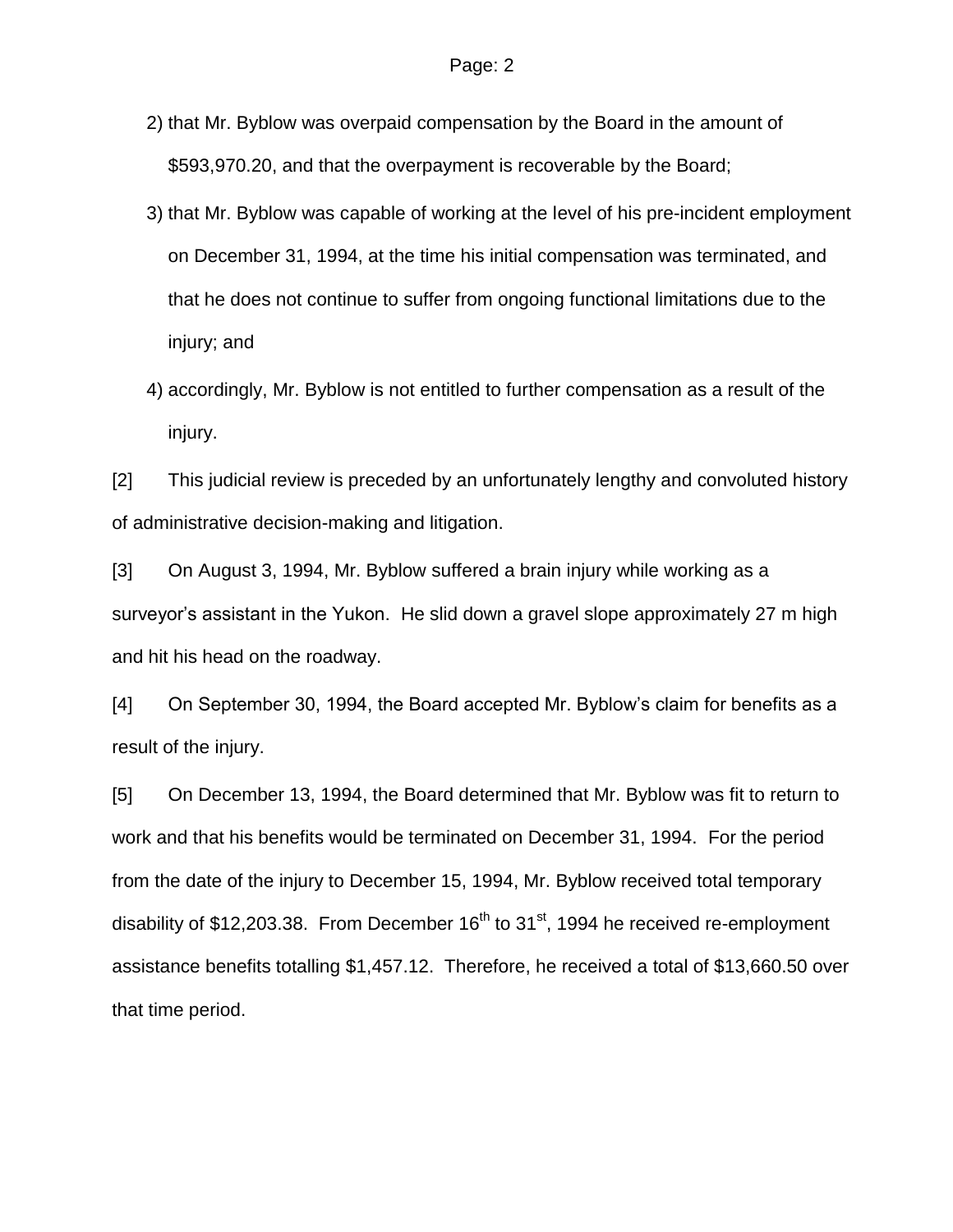2) that Mr. Byblow was overpaid compensation by the Board in the amount of $593,970.20, and that the overpayment is recoverable by the Board;

3) that Mr. Byblow was capable of working at the level of his pre-incident employment on December 31, 1994, at the time his initial compensation was terminated, and that he does not continue to suffer from ongoing functional limitations due to the injury; and

4) accordingly, Mr. Byblow is not entitled to further compensation as a result of the injury.

[2] This judicial review is preceded by an unfortunately lengthy and convoluted history of administrative decision-making and litigation.

[3] On August 3, 1994, Mr. Byblow suffered a brain injury while working as a surveyor's assistant in the Yukon. He slid down a gravel slope approximately 27 m high and hit his head on the roadway.

[4] On September 30, 1994, the Board accepted Mr. Byblow's claim for benefits as a result of the injury.

[5] On December 13, 1994, the Board determined that Mr. Byblow was fit to return to work and that his benefits would be terminated on December 31, 1994. For the period from the date of the injury to December 15, 1994, Mr. Byblow received total temporary disability of $12,203.38. From December 16th to 31st, 1994 he received re-employment assistance benefits totalling $1,457.12. Therefore, he received a total of $13,660.50 over that time period.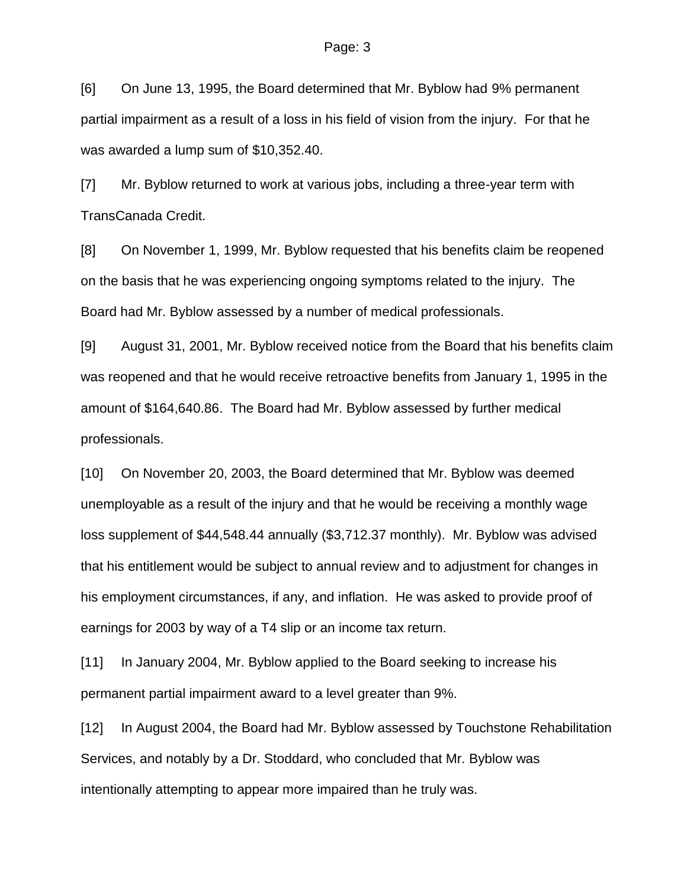[6] On June 13, 1995, the Board determined that Mr. Byblow had 9% permanent partial impairment as a result of a loss in his field of vision from the injury. For that he was awarded a lump sum of $10,352.40.

[7] Mr. Byblow returned to work at various jobs, including a three-year term with TransCanada Credit.

[8] On November 1, 1999, Mr. Byblow requested that his benefits claim be reopened on the basis that he was experiencing ongoing symptoms related to the injury. The Board had Mr. Byblow assessed by a number of medical professionals.

[9] August 31, 2001, Mr. Byblow received notice from the Board that his benefits claim was reopened and that he would receive retroactive benefits from January 1, 1995 in the amount of $164,640.86. The Board had Mr. Byblow assessed by further medical professionals.

[10] On November 20, 2003, the Board determined that Mr. Byblow was deemed unemployable as a result of the injury and that he would be receiving a monthly wage loss supplement of $44,548.44 annually ($3,712.37 monthly). Mr. Byblow was advised that his entitlement would be subject to annual review and to adjustment for changes in his employment circumstances, if any, and inflation. He was asked to provide proof of earnings for 2003 by way of a T4 slip or an income tax return.

[11] In January 2004, Mr. Byblow applied to the Board seeking to increase his permanent partial impairment award to a level greater than 9%.

[12] In August 2004, the Board had Mr. Byblow assessed by Touchstone Rehabilitation Services, and notably by a Dr. Stoddard, who concluded that Mr. Byblow was intentionally attempting to appear more impaired than he truly was.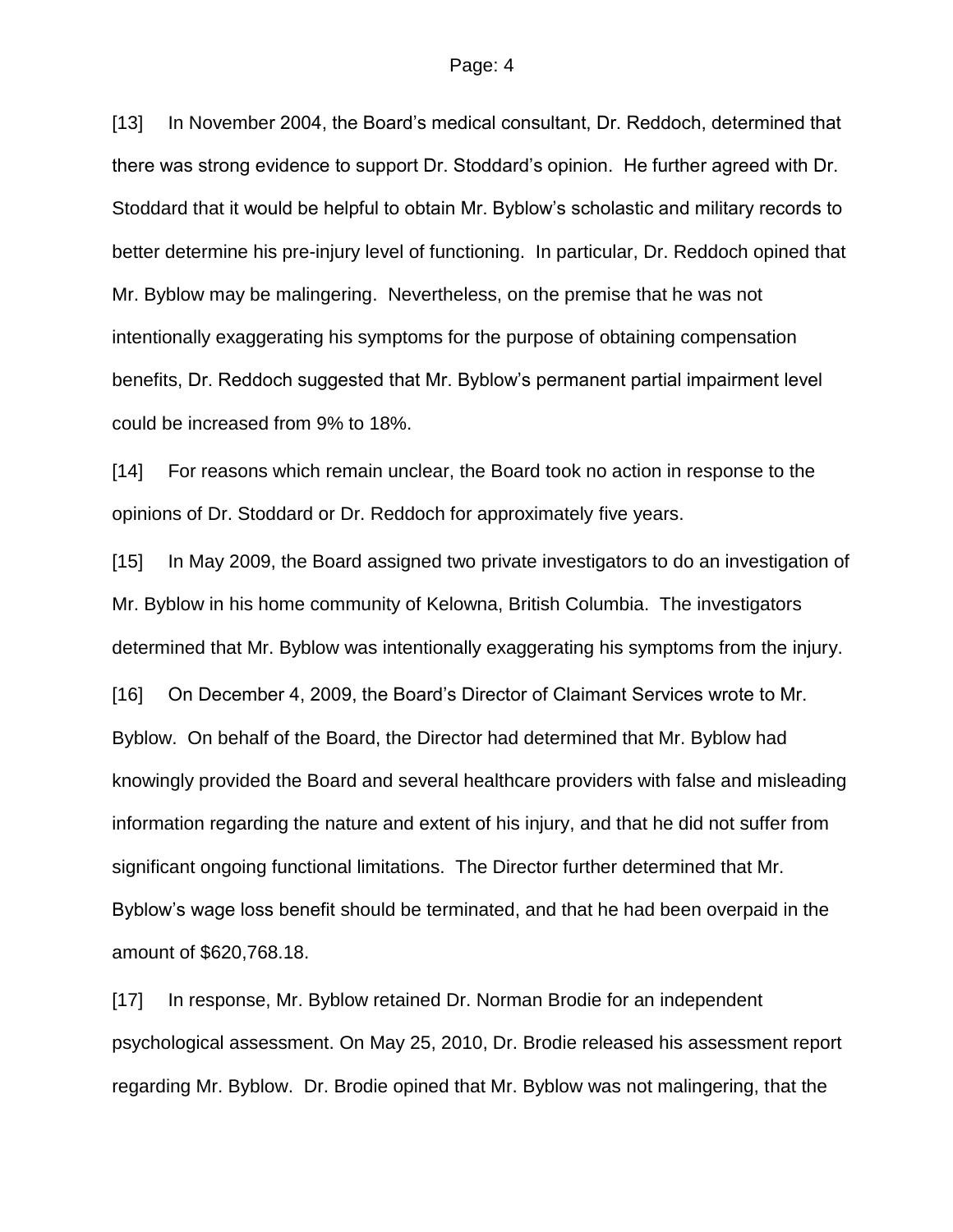[13] In November 2004, the Board's medical consultant, Dr. Reddoch, determined that there was strong evidence to support Dr. Stoddard's opinion. He further agreed with Dr. Stoddard that it would be helpful to obtain Mr. Byblow's scholastic and military records to better determine his pre-injury level of functioning. In particular, Dr. Reddoch opined that Mr. Byblow may be malingering. Nevertheless, on the premise that he was not intentionally exaggerating his symptoms for the purpose of obtaining compensation benefits, Dr. Reddoch suggested that Mr. Byblow's permanent partial impairment level could be increased from 9% to 18%.

[14] For reasons which remain unclear, the Board took no action in response to the opinions of Dr. Stoddard or Dr. Reddoch for approximately five years.

[15] In May 2009, the Board assigned two private investigators to do an investigation of Mr. Byblow in his home community of Kelowna, British Columbia. The investigators determined that Mr. Byblow was intentionally exaggerating his symptoms from the injury.

[16] On December 4, 2009, the Board's Director of Claimant Services wrote to Mr. Byblow. On behalf of the Board, the Director had determined that Mr. Byblow had knowingly provided the Board and several healthcare providers with false and misleading information regarding the nature and extent of his injury, and that he did not suffer from significant ongoing functional limitations. The Director further determined that Mr. Byblow's wage loss benefit should be terminated, and that he had been overpaid in the amount of $620,768.18.

[17] In response, Mr. Byblow retained Dr. Norman Brodie for an independent psychological assessment. On May 25, 2010, Dr. Brodie released his assessment report regarding Mr. Byblow. Dr. Brodie opined that Mr. Byblow was not malingering, that the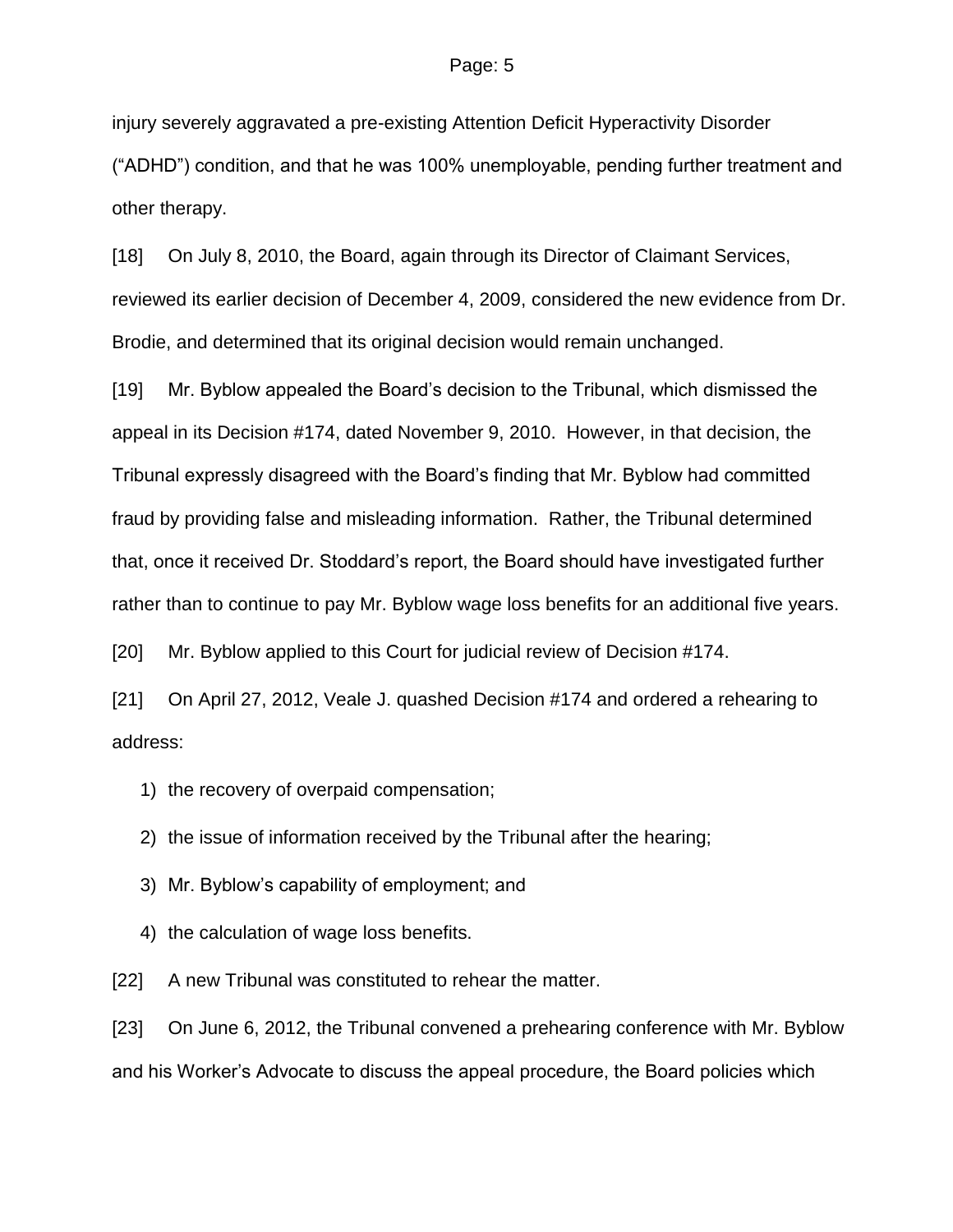injury severely aggravated a pre-existing Attention Deficit Hyperactivity Disorder ("ADHD") condition, and that he was 100% unemployable, pending further treatment and other therapy.

[18] On July 8, 2010, the Board, again through its Director of Claimant Services, reviewed its earlier decision of December 4, 2009, considered the new evidence from Dr. Brodie, and determined that its original decision would remain unchanged.

[19] Mr. Byblow appealed the Board's decision to the Tribunal, which dismissed the appeal in its Decision #174, dated November 9, 2010. However, in that decision, the Tribunal expressly disagreed with the Board's finding that Mr. Byblow had committed fraud by providing false and misleading information. Rather, the Tribunal determined that, once it received Dr. Stoddard's report, the Board should have investigated further rather than to continue to pay Mr. Byblow wage loss benefits for an additional five years.

[20] Mr. Byblow applied to this Court for judicial review of Decision #174.

[21] On April 27, 2012, Veale J. quashed Decision #174 and ordered a rehearing to address:

1) the recovery of overpaid compensation;
2) the issue of information received by the Tribunal after the hearing;
3) Mr. Byblow's capability of employment; and
4) the calculation of wage loss benefits.

[22] A new Tribunal was constituted to rehear the matter.

[23] On June 6, 2012, the Tribunal convened a prehearing conference with Mr. Byblow and his Worker's Advocate to discuss the appeal procedure, the Board policies which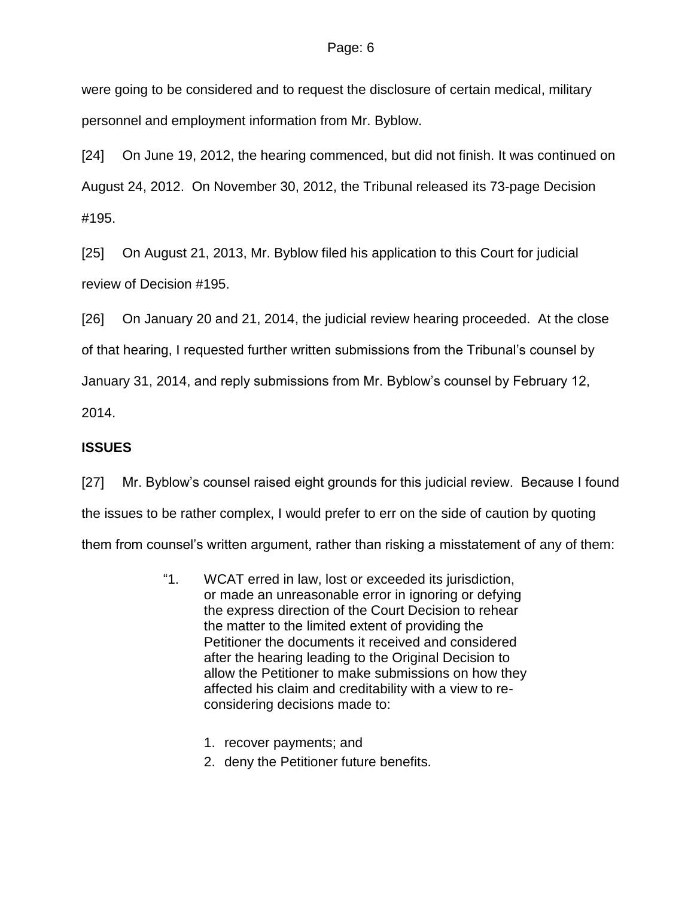were going to be considered and to request the disclosure of certain medical, military personnel and employment information from Mr. Byblow.

[24] On June 19, 2012, the hearing commenced, but did not finish. It was continued on August 24, 2012. On November 30, 2012, the Tribunal released its 73-page Decision #195.

[25] On August 21, 2013, Mr. Byblow filed his application to this Court for judicial review of Decision #195.

[26] On January 20 and 21, 2014, the judicial review hearing proceeded. At the close of that hearing, I requested further written submissions from the Tribunal's counsel by January 31, 2014, and reply submissions from Mr. Byblow's counsel by February 12, 2014.

**ISSUES**

[27] Mr. Byblow's counsel raised eight grounds for this judicial review. Because I found the issues to be rather complex, I would prefer to err on the side of caution by quoting them from counsel's written argument, rather than risking a misstatement of any of them:

> "1. WCAT erred in law, lost or exceeded its jurisdiction, or made an unreasonable error in ignoring or defying the express direction of the Court Decision to rehear the matter to the limited extent of providing the Petitioner the documents it received and considered after the hearing leading to the Original Decision to allow the Petitioner to make submissions on how they affected his claim and creditability with a view to re-considering decisions made to:
>
> 1. recover payments; and
> 2. deny the Petitioner future benefits.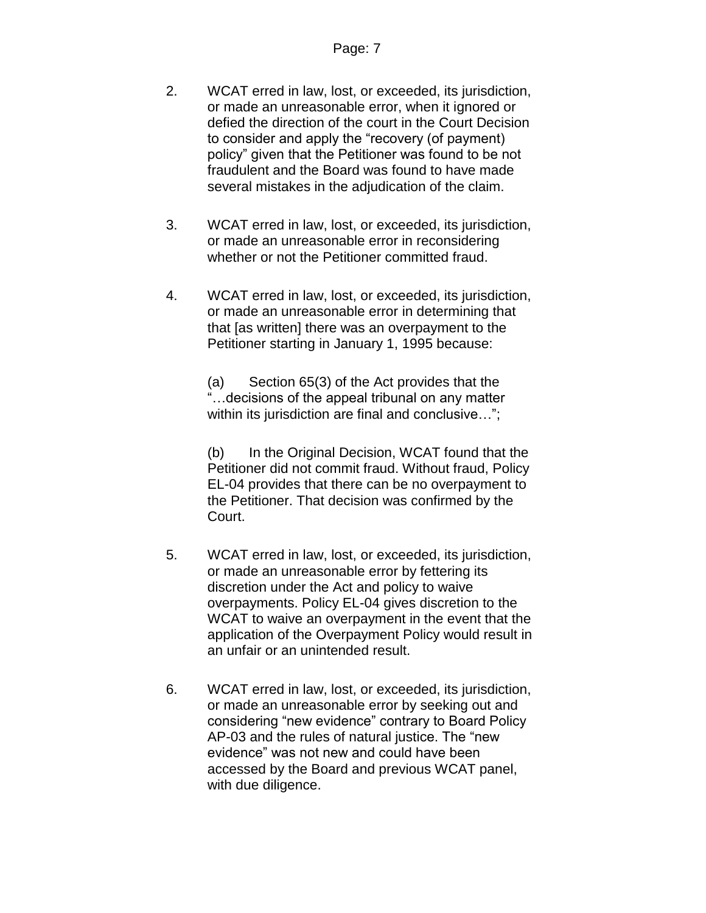2. WCAT erred in law, lost, or exceeded, its jurisdiction, or made an unreasonable error, when it ignored or defied the direction of the court in the Court Decision to consider and apply the "recovery (of payment) policy" given that the Petitioner was found to be not fraudulent and the Board was found to have made several mistakes in the adjudication of the claim.

3. WCAT erred in law, lost, or exceeded, its jurisdiction, or made an unreasonable error in reconsidering whether or not the Petitioner committed fraud.

4. WCAT erred in law, lost, or exceeded, its jurisdiction, or made an unreasonable error in determining that that [as written] there was an overpayment to the Petitioner starting in January 1, 1995 because:

   (a) Section 65(3) of the Act provides that the "…decisions of the appeal tribunal on any matter within its jurisdiction are final and conclusive…";

   (b) In the Original Decision, WCAT found that the Petitioner did not commit fraud. Without fraud, Policy EL-04 provides that there can be no overpayment to the Petitioner. That decision was confirmed by the Court.

5. WCAT erred in law, lost, or exceeded, its jurisdiction, or made an unreasonable error by fettering its discretion under the Act and policy to waive overpayments. Policy EL-04 gives discretion to the WCAT to waive an overpayment in the event that the application of the Overpayment Policy would result in an unfair or an unintended result.

6. WCAT erred in law, lost, or exceeded, its jurisdiction, or made an unreasonable error by seeking out and considering "new evidence" contrary to Board Policy AP-03 and the rules of natural justice. The "new evidence" was not new and could have been accessed by the Board and previous WCAT panel, with due diligence.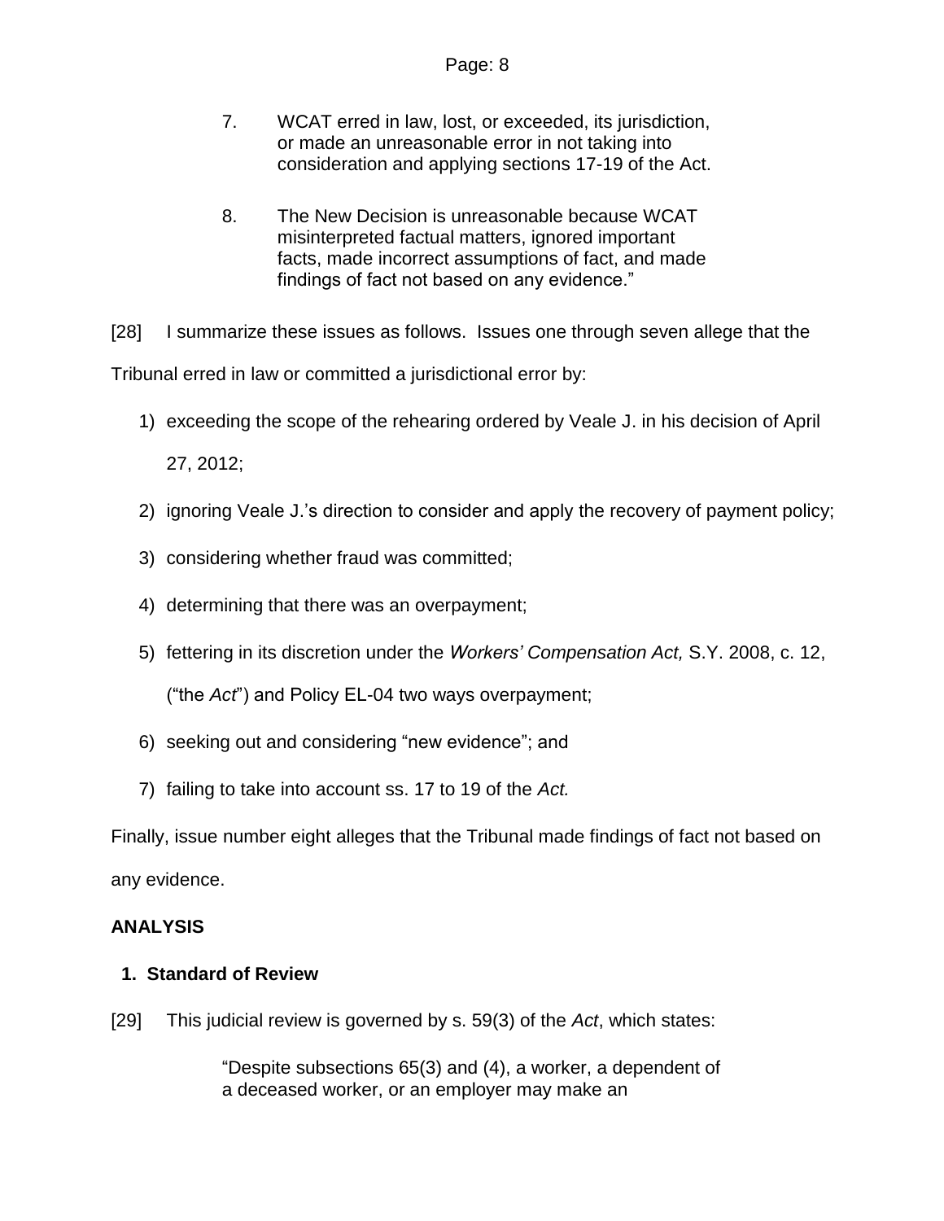7. WCAT erred in law, lost, or exceeded, its jurisdiction, or made an unreasonable error in not taking into consideration and applying sections 17-19 of the Act.

8. The New Decision is unreasonable because WCAT misinterpreted factual matters, ignored important facts, made incorrect assumptions of fact, and made findings of fact not based on any evidence."

[28] I summarize these issues as follows. Issues one through seven allege that the Tribunal erred in law or committed a jurisdictional error by:

1) exceeding the scope of the rehearing ordered by Veale J. in his decision of April 27, 2012;
2) ignoring Veale J.'s direction to consider and apply the recovery of payment policy;
3) considering whether fraud was committed;
4) determining that there was an overpayment;
5) fettering in its discretion under the *Workers' Compensation Act,* S.Y. 2008, c. 12, ("the *Act*") and Policy EL-04 two ways overpayment;
6) seeking out and considering "new evidence"; and
7) failing to take into account ss. 17 to 19 of the *Act.*

Finally, issue number eight alleges that the Tribunal made findings of fact not based on any evidence.

## ANALYSIS

### 1. Standard of Review

[29] This judicial review is governed by s. 59(3) of the *Act*, which states:

> "Despite subsections 65(3) and (4), a worker, a dependent of a deceased worker, or an employer may make an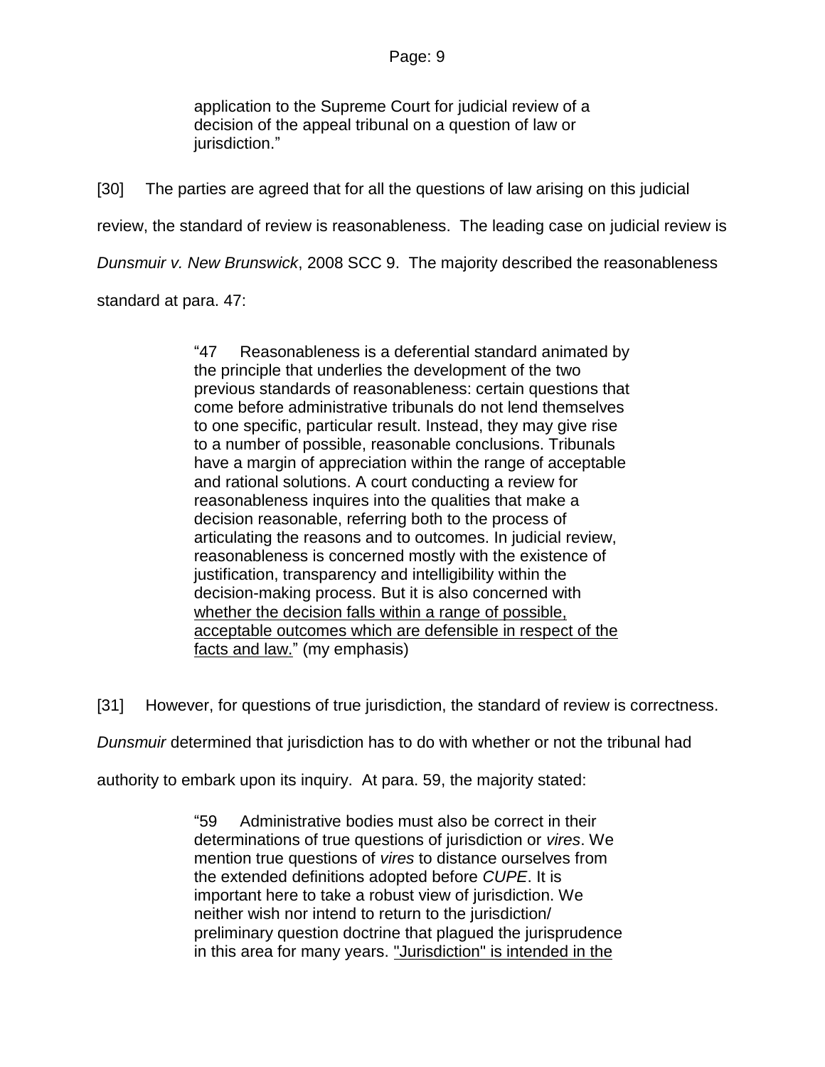> application to the Supreme Court for judicial review of a decision of the appeal tribunal on a question of law or jurisdiction."

[30] The parties are agreed that for all the questions of law arising on this judicial review, the standard of review is reasonableness. The leading case on judicial review is *Dunsmuir v. New Brunswick*, 2008 SCC 9. The majority described the reasonableness standard at para. 47:

> "47 Reasonableness is a deferential standard animated by the principle that underlies the development of the two previous standards of reasonableness: certain questions that come before administrative tribunals do not lend themselves to one specific, particular result. Instead, they may give rise to a number of possible, reasonable conclusions. Tribunals have a margin of appreciation within the range of acceptable and rational solutions. A court conducting a review for reasonableness inquires into the qualities that make a decision reasonable, referring both to the process of articulating the reasons and to outcomes. In judicial review, reasonableness is concerned mostly with the existence of justification, transparency and intelligibility within the decision-making process. But it is also concerned with <u>whether the decision falls within a range of possible, acceptable outcomes which are defensible in respect of the facts and law.</u>" (my emphasis)

[31] However, for questions of true jurisdiction, the standard of review is correctness. *Dunsmuir* determined that jurisdiction has to do with whether or not the tribunal had authority to embark upon its inquiry. At para. 59, the majority stated:

> "59 Administrative bodies must also be correct in their determinations of true questions of jurisdiction or *vires*. We mention true questions of *vires* to distance ourselves from the extended definitions adopted before *CUPE*. It is important here to take a robust view of jurisdiction. We neither wish nor intend to return to the jurisdiction/ preliminary question doctrine that plagued the jurisprudence in this area for many years. <u>"Jurisdiction" is intended in the</u>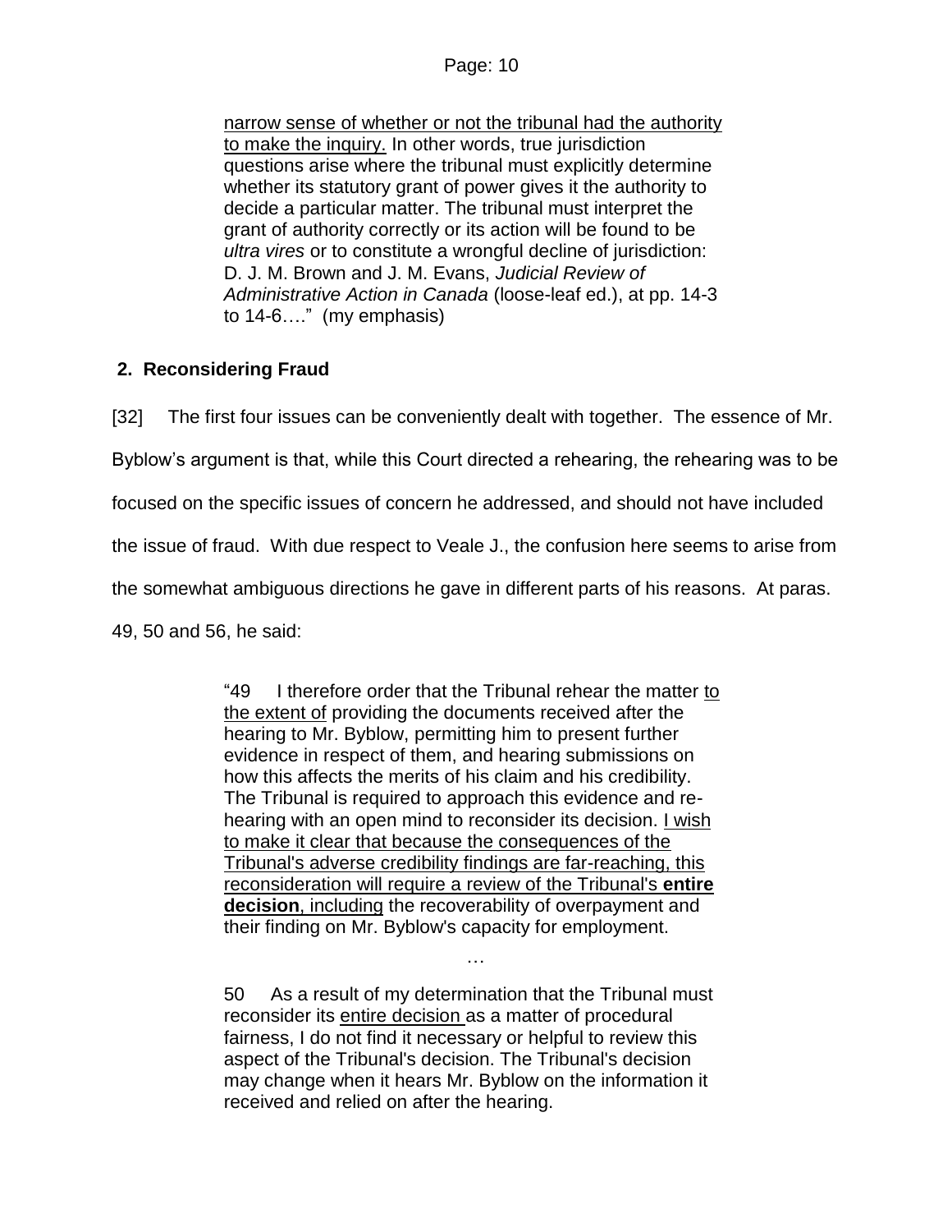> narrow sense of whether or not the tribunal had the authority to make the inquiry. In other words, true jurisdiction questions arise where the tribunal must explicitly determine whether its statutory grant of power gives it the authority to decide a particular matter. The tribunal must interpret the grant of authority correctly or its action will be found to be *ultra vires* or to constitute a wrongful decline of jurisdiction: D. J. M. Brown and J. M. Evans, *Judicial Review of Administrative Action in Canada* (loose-leaf ed.), at pp. 14-3 to 14-6…." (my emphasis)

## 2. Reconsidering Fraud

[32] The first four issues can be conveniently dealt with together. The essence of Mr. Byblow's argument is that, while this Court directed a rehearing, the rehearing was to be focused on the specific issues of concern he addressed, and should not have included the issue of fraud. With due respect to Veale J., the confusion here seems to arise from the somewhat ambiguous directions he gave in different parts of his reasons. At paras. 49, 50 and 56, he said:

> "49 I therefore order that the Tribunal rehear the matter to the extent of providing the documents received after the hearing to Mr. Byblow, permitting him to present further evidence in respect of them, and hearing submissions on how this affects the merits of his claim and his credibility. The Tribunal is required to approach this evidence and re-hearing with an open mind to reconsider its decision. I wish to make it clear that because the consequences of the Tribunal's adverse credibility findings are far-reaching, this reconsideration will require a review of the Tribunal's **entire decision**, including the recoverability of overpayment and their finding on Mr. Byblow's capacity for employment.
>
> …
>
> 50 As a result of my determination that the Tribunal must reconsider its entire decision as a matter of procedural fairness, I do not find it necessary or helpful to review this aspect of the Tribunal's decision. The Tribunal's decision may change when it hears Mr. Byblow on the information it received and relied on after the hearing.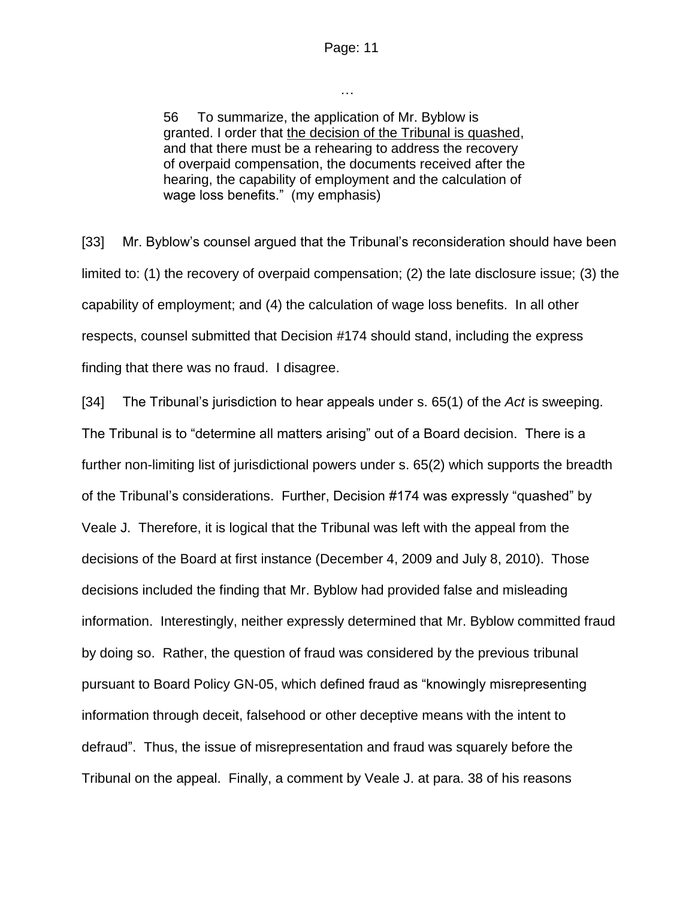…

> 56 To summarize, the application of Mr. Byblow is granted. I order that <u>the decision of the Tribunal is quashed</u>, and that there must be a rehearing to address the recovery of overpaid compensation, the documents received after the hearing, the capability of employment and the calculation of wage loss benefits." (my emphasis)

[33] Mr. Byblow's counsel argued that the Tribunal's reconsideration should have been limited to: (1) the recovery of overpaid compensation; (2) the late disclosure issue; (3) the capability of employment; and (4) the calculation of wage loss benefits. In all other respects, counsel submitted that Decision #174 should stand, including the express finding that there was no fraud. I disagree.

[34] The Tribunal's jurisdiction to hear appeals under s. 65(1) of the *Act* is sweeping. The Tribunal is to "determine all matters arising" out of a Board decision. There is a further non-limiting list of jurisdictional powers under s. 65(2) which supports the breadth of the Tribunal's considerations. Further, Decision #174 was expressly "quashed" by Veale J. Therefore, it is logical that the Tribunal was left with the appeal from the decisions of the Board at first instance (December 4, 2009 and July 8, 2010). Those decisions included the finding that Mr. Byblow had provided false and misleading information. Interestingly, neither expressly determined that Mr. Byblow committed fraud by doing so. Rather, the question of fraud was considered by the previous tribunal pursuant to Board Policy GN-05, which defined fraud as "knowingly misrepresenting information through deceit, falsehood or other deceptive means with the intent to defraud". Thus, the issue of misrepresentation and fraud was squarely before the Tribunal on the appeal. Finally, a comment by Veale J. at para. 38 of his reasons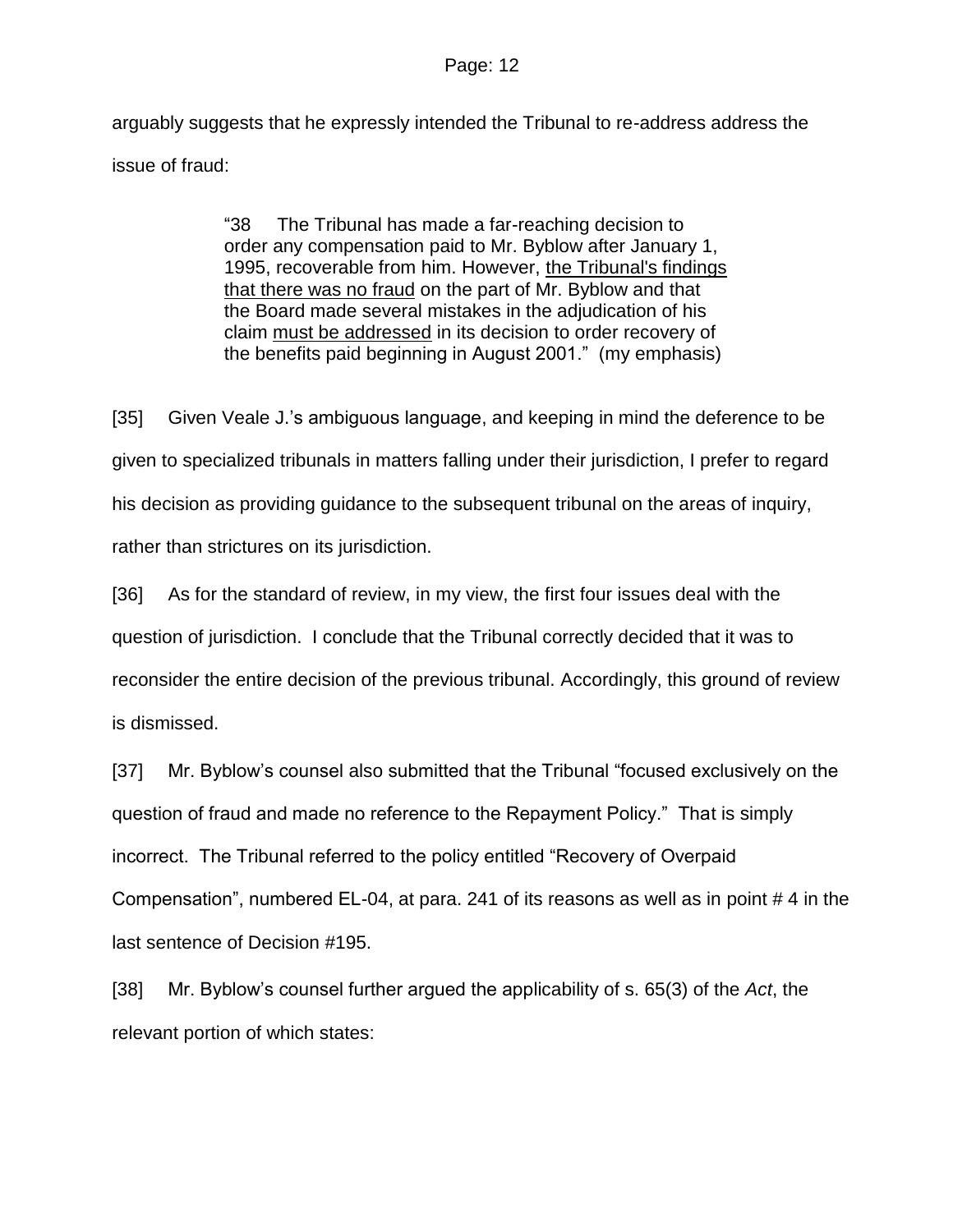arguably suggests that he expressly intended the Tribunal to re-address address the issue of fraud:

> "38 The Tribunal has made a far-reaching decision to order any compensation paid to Mr. Byblow after January 1, 1995, recoverable from him. However, <u>the Tribunal's findings that there was no fraud</u> on the part of Mr. Byblow and that the Board made several mistakes in the adjudication of his claim <u>must be addressed</u> in its decision to order recovery of the benefits paid beginning in August 2001." (my emphasis)

[35] Given Veale J.'s ambiguous language, and keeping in mind the deference to be given to specialized tribunals in matters falling under their jurisdiction, I prefer to regard his decision as providing guidance to the subsequent tribunal on the areas of inquiry, rather than strictures on its jurisdiction.

[36] As for the standard of review, in my view, the first four issues deal with the question of jurisdiction. I conclude that the Tribunal correctly decided that it was to reconsider the entire decision of the previous tribunal. Accordingly, this ground of review is dismissed.

[37] Mr. Byblow's counsel also submitted that the Tribunal "focused exclusively on the question of fraud and made no reference to the Repayment Policy." That is simply incorrect. The Tribunal referred to the policy entitled "Recovery of Overpaid Compensation", numbered EL-04, at para. 241 of its reasons as well as in point # 4 in the last sentence of Decision #195.

[38] Mr. Byblow's counsel further argued the applicability of s. 65(3) of the *Act*, the relevant portion of which states: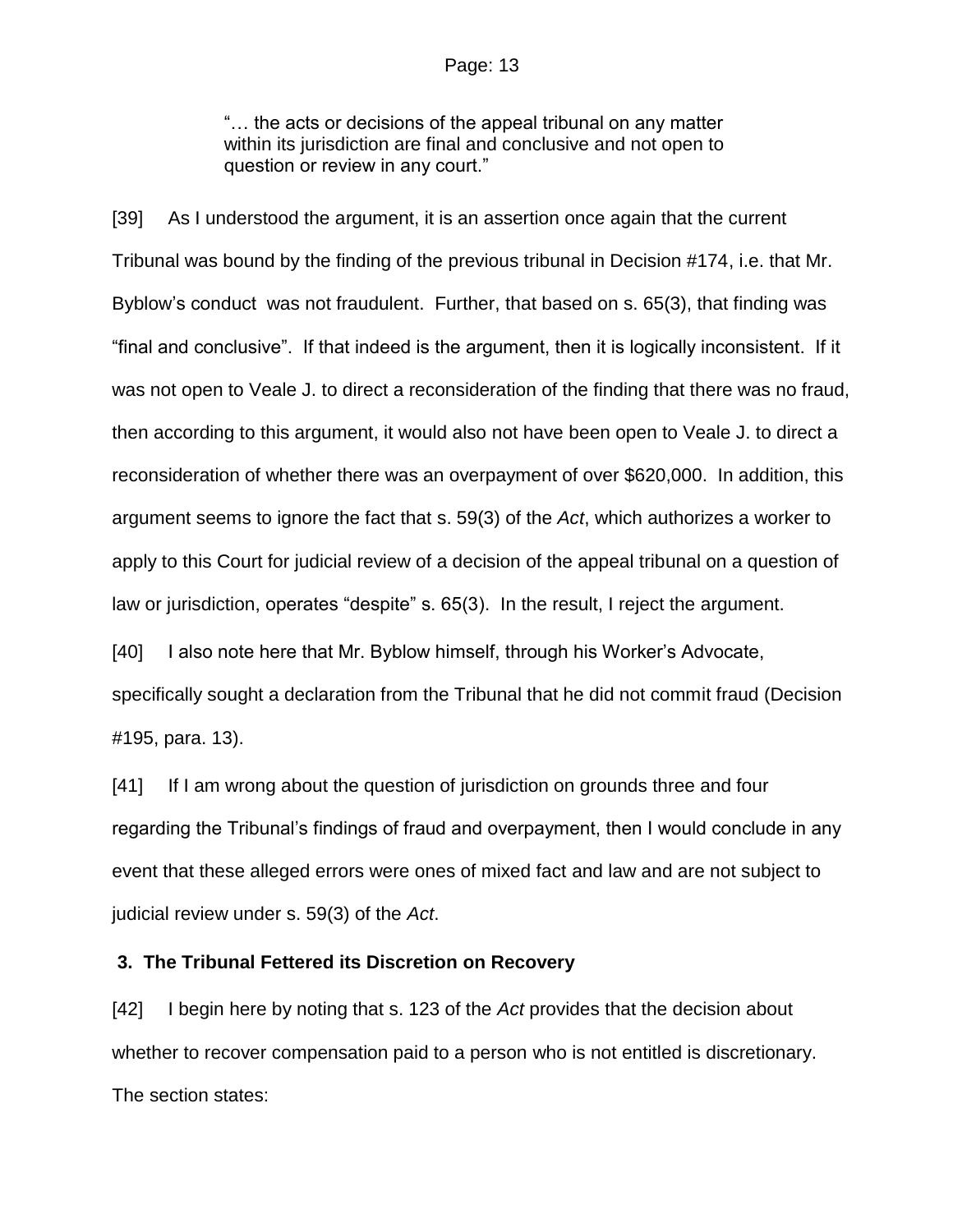> "… the acts or decisions of the appeal tribunal on any matter within its jurisdiction are final and conclusive and not open to question or review in any court."

[39] As I understood the argument, it is an assertion once again that the current Tribunal was bound by the finding of the previous tribunal in Decision #174, i.e. that Mr. Byblow's conduct was not fraudulent. Further, that based on s. 65(3), that finding was "final and conclusive". If that indeed is the argument, then it is logically inconsistent. If it was not open to Veale J. to direct a reconsideration of the finding that there was no fraud, then according to this argument, it would also not have been open to Veale J. to direct a reconsideration of whether there was an overpayment of over $620,000. In addition, this argument seems to ignore the fact that s. 59(3) of the *Act*, which authorizes a worker to apply to this Court for judicial review of a decision of the appeal tribunal on a question of law or jurisdiction, operates "despite" s. 65(3). In the result, I reject the argument.

[40] I also note here that Mr. Byblow himself, through his Worker's Advocate, specifically sought a declaration from the Tribunal that he did not commit fraud (Decision #195, para. 13).

[41] If I am wrong about the question of jurisdiction on grounds three and four regarding the Tribunal's findings of fraud and overpayment, then I would conclude in any event that these alleged errors were ones of mixed fact and law and are not subject to judicial review under s. 59(3) of the *Act*.

### 3. The Tribunal Fettered its Discretion on Recovery

[42] I begin here by noting that s. 123 of the *Act* provides that the decision about whether to recover compensation paid to a person who is not entitled is discretionary. The section states: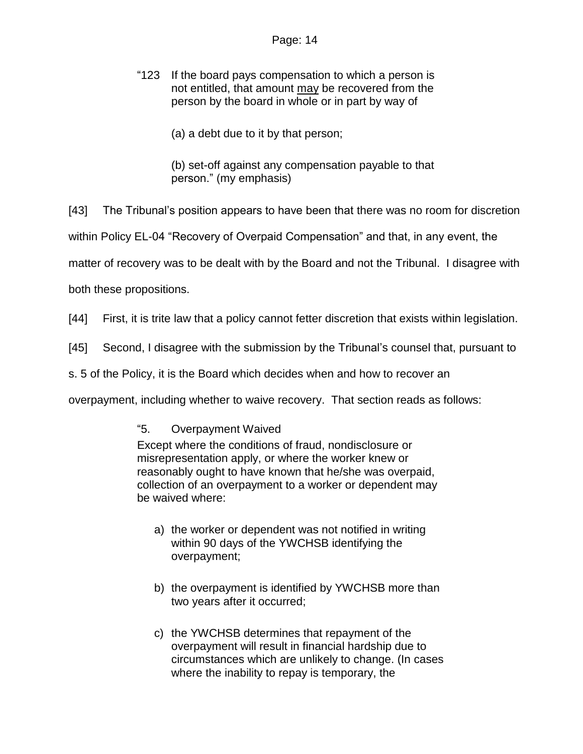> "123 If the board pays compensation to which a person is not entitled, that amount <u>may</u> be recovered from the person by the board in whole or in part by way of
>
> (a) a debt due to it by that person;
>
> (b) set-off against any compensation payable to that person." (my emphasis)

[43] The Tribunal's position appears to have been that there was no room for discretion within Policy EL-04 "Recovery of Overpaid Compensation" and that, in any event, the matter of recovery was to be dealt with by the Board and not the Tribunal. I disagree with both these propositions.

[44] First, it is trite law that a policy cannot fetter discretion that exists within legislation.

[45] Second, I disagree with the submission by the Tribunal's counsel that, pursuant to s. 5 of the Policy, it is the Board which decides when and how to recover an overpayment, including whether to waive recovery. That section reads as follows:

> "5. Overpayment Waived
>
> Except where the conditions of fraud, nondisclosure or misrepresentation apply, or where the worker knew or reasonably ought to have known that he/she was overpaid, collection of an overpayment to a worker or dependent may be waived where:
>
> a) the worker or dependent was not notified in writing within 90 days of the YWCHSB identifying the overpayment;
>
> b) the overpayment is identified by YWCHSB more than two years after it occurred;
>
> c) the YWCHSB determines that repayment of the overpayment will result in financial hardship due to circumstances which are unlikely to change. (In cases where the inability to repay is temporary, the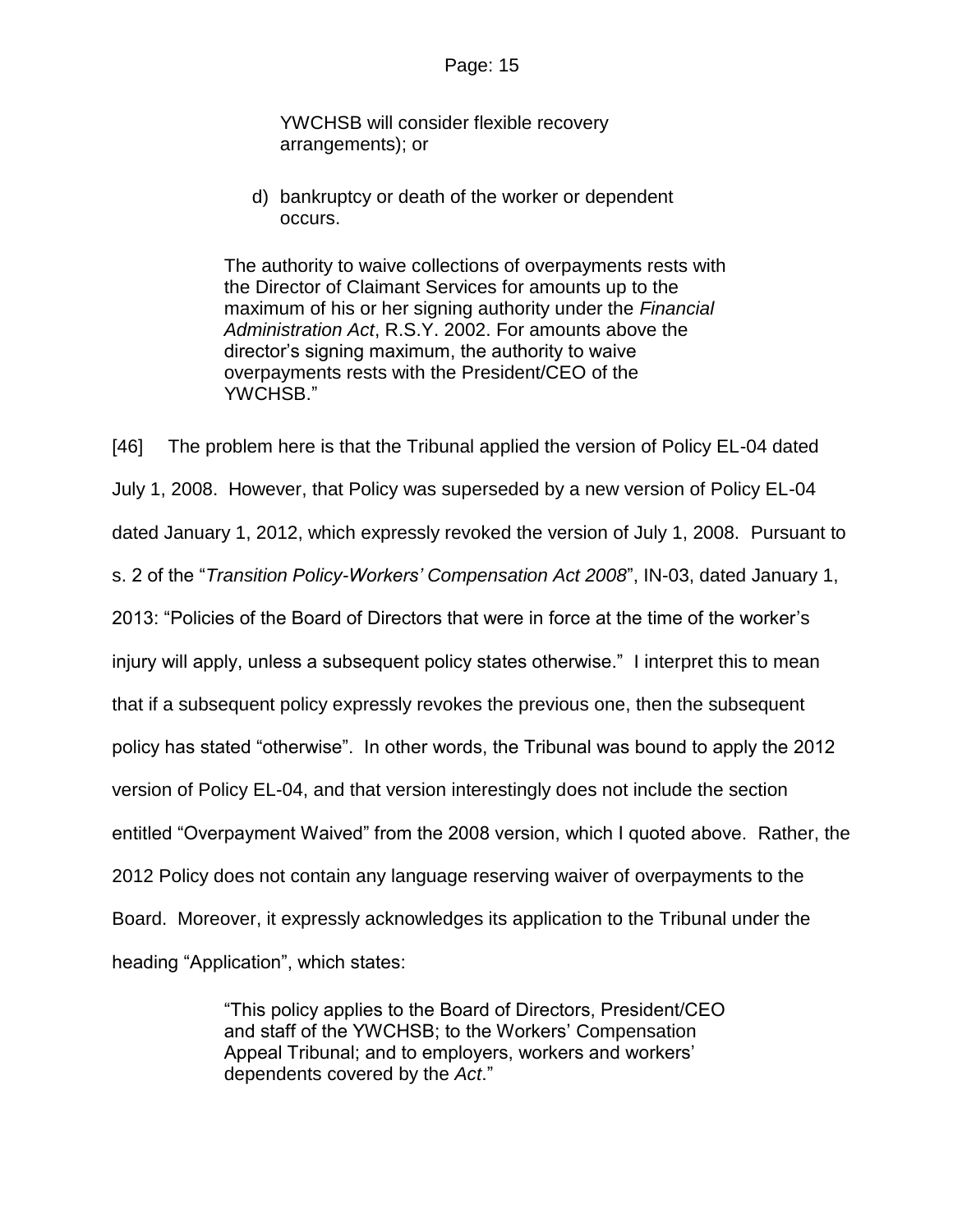> YWCHSB will consider flexible recovery arrangements); or
>
> d) bankruptcy or death of the worker or dependent occurs.
>
> The authority to waive collections of overpayments rests with the Director of Claimant Services for amounts up to the maximum of his or her signing authority under the *Financial Administration Act*, R.S.Y. 2002. For amounts above the director's signing maximum, the authority to waive overpayments rests with the President/CEO of the YWCHSB."

[46] The problem here is that the Tribunal applied the version of Policy EL-04 dated July 1, 2008. However, that Policy was superseded by a new version of Policy EL-04 dated January 1, 2012, which expressly revoked the version of July 1, 2008. Pursuant to s. 2 of the "*Transition Policy-Workers' Compensation Act 2008*", IN-03, dated January 1, 2013: "Policies of the Board of Directors that were in force at the time of the worker's injury will apply, unless a subsequent policy states otherwise." I interpret this to mean that if a subsequent policy expressly revokes the previous one, then the subsequent policy has stated "otherwise". In other words, the Tribunal was bound to apply the 2012 version of Policy EL-04, and that version interestingly does not include the section entitled "Overpayment Waived" from the 2008 version, which I quoted above. Rather, the 2012 Policy does not contain any language reserving waiver of overpayments to the Board. Moreover, it expressly acknowledges its application to the Tribunal under the heading "Application", which states:

> "This policy applies to the Board of Directors, President/CEO and staff of the YWCHSB; to the Workers' Compensation Appeal Tribunal; and to employers, workers and workers' dependents covered by the *Act*."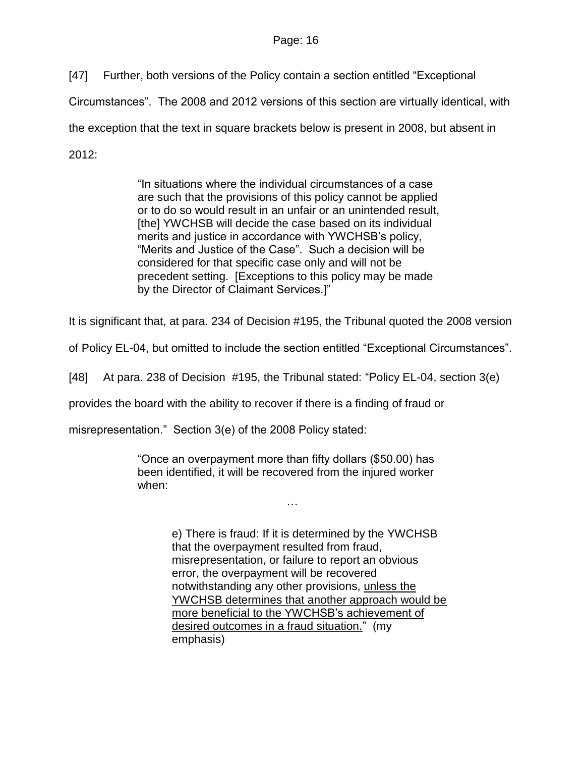[47] Further, both versions of the Policy contain a section entitled "Exceptional Circumstances". The 2008 and 2012 versions of this section are virtually identical, with the exception that the text in square brackets below is present in 2008, but absent in 2012:

> "In situations where the individual circumstances of a case are such that the provisions of this policy cannot be applied or to do so would result in an unfair or an unintended result, [the] YWCHSB will decide the case based on its individual merits and justice in accordance with YWCHSB's policy, "Merits and Justice of the Case". Such a decision will be considered for that specific case only and will not be precedent setting. [Exceptions to this policy may be made by the Director of Claimant Services.]"

It is significant that, at para. 234 of Decision #195, the Tribunal quoted the 2008 version of Policy EL-04, but omitted to include the section entitled "Exceptional Circumstances".

[48] At para. 238 of Decision #195, the Tribunal stated: "Policy EL-04, section 3(e) provides the board with the ability to recover if there is a finding of fraud or misrepresentation." Section 3(e) of the 2008 Policy stated:

> "Once an overpayment more than fifty dollars ($50.00) has been identified, it will be recovered from the injured worker when:
>
> …
>
> > e) There is fraud: If it is determined by the YWCHSB that the overpayment resulted from fraud, misrepresentation, or failure to report an obvious error, the overpayment will be recovered notwithstanding any other provisions, <u>unless the YWCHSB determines that another approach would be more beneficial to the YWCHSB's achievement of desired outcomes in a fraud situation.</u>" (my emphasis)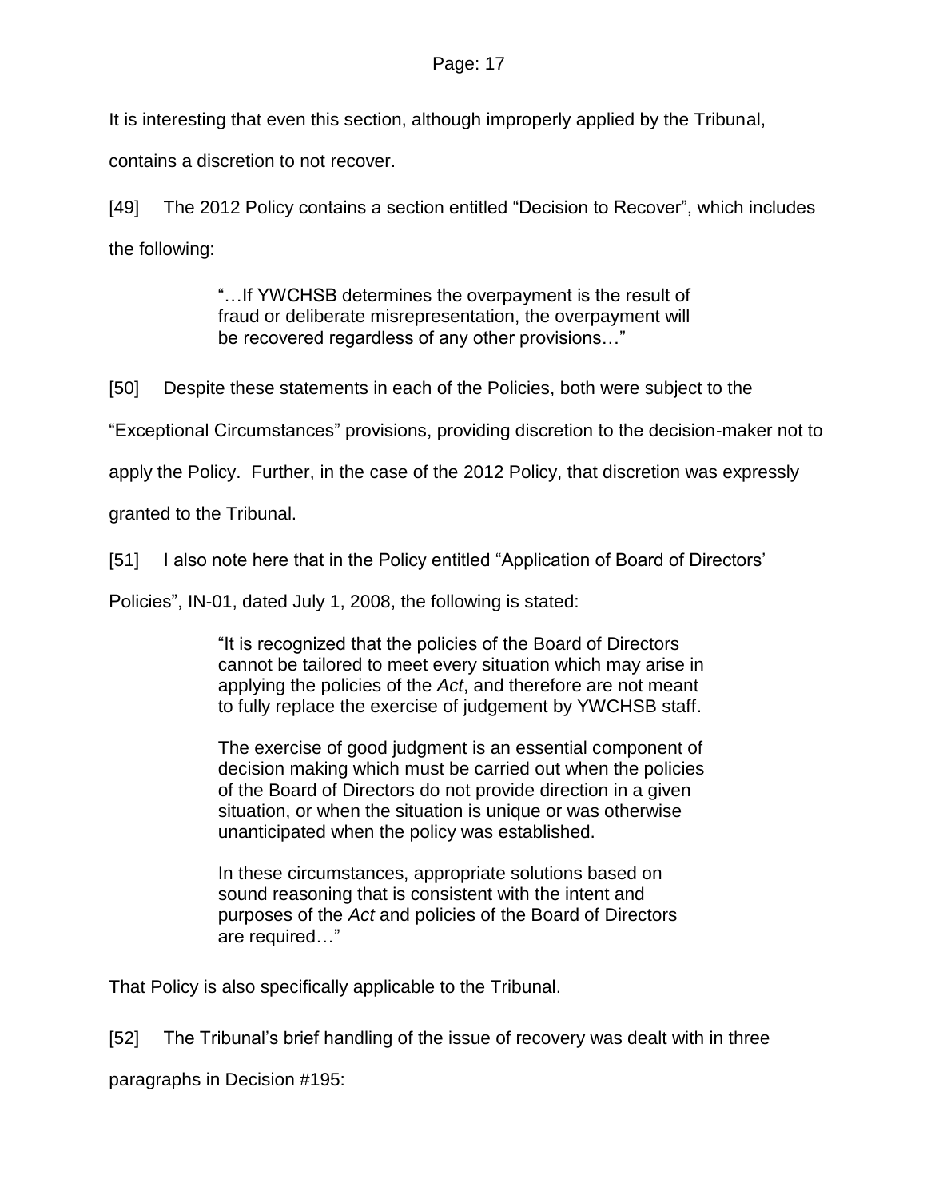It is interesting that even this section, although improperly applied by the Tribunal, contains a discretion to not recover.

[49] The 2012 Policy contains a section entitled "Decision to Recover", which includes the following:

> "…If YWCHSB determines the overpayment is the result of fraud or deliberate misrepresentation, the overpayment will be recovered regardless of any other provisions…"

[50] Despite these statements in each of the Policies, both were subject to the "Exceptional Circumstances" provisions, providing discretion to the decision-maker not to apply the Policy. Further, in the case of the 2012 Policy, that discretion was expressly granted to the Tribunal.

[51] I also note here that in the Policy entitled "Application of Board of Directors' Policies", IN-01, dated July 1, 2008, the following is stated:

> "It is recognized that the policies of the Board of Directors cannot be tailored to meet every situation which may arise in applying the policies of the *Act*, and therefore are not meant to fully replace the exercise of judgement by YWCHSB staff.
>
> The exercise of good judgment is an essential component of decision making which must be carried out when the policies of the Board of Directors do not provide direction in a given situation, or when the situation is unique or was otherwise unanticipated when the policy was established.
>
> In these circumstances, appropriate solutions based on sound reasoning that is consistent with the intent and purposes of the *Act* and policies of the Board of Directors are required…"

That Policy is also specifically applicable to the Tribunal.

[52] The Tribunal's brief handling of the issue of recovery was dealt with in three paragraphs in Decision #195: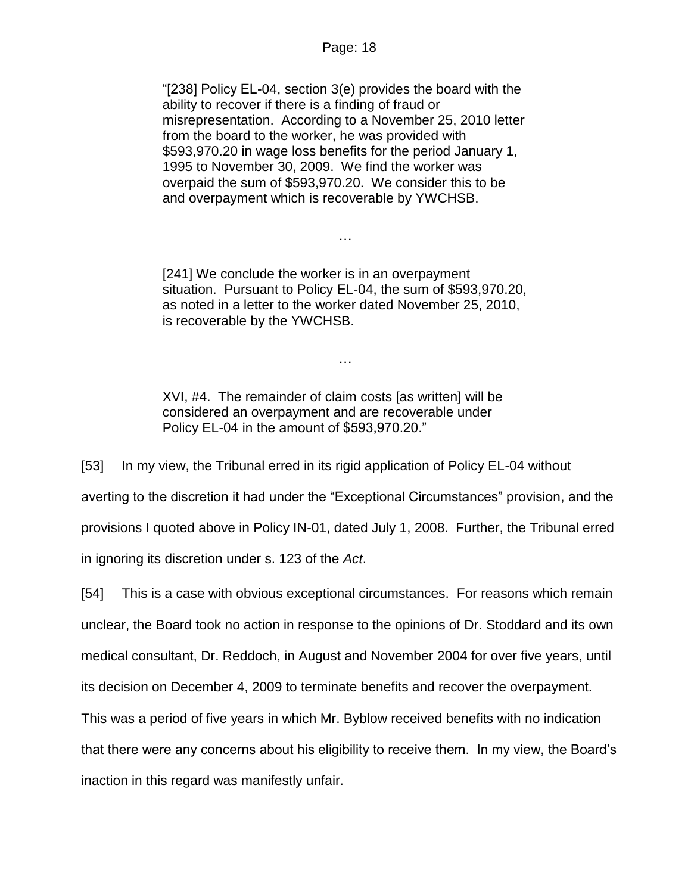> "[238] Policy EL-04, section 3(e) provides the board with the ability to recover if there is a finding of fraud or misrepresentation. According to a November 25, 2010 letter from the board to the worker, he was provided with $593,970.20 in wage loss benefits for the period January 1, 1995 to November 30, 2009. We find the worker was overpaid the sum of $593,970.20. We consider this to be and overpayment which is recoverable by YWCHSB.
>
> …
>
> [241] We conclude the worker is in an overpayment situation. Pursuant to Policy EL-04, the sum of $593,970.20, as noted in a letter to the worker dated November 25, 2010, is recoverable by the YWCHSB.
>
> …
>
> XVI, #4. The remainder of claim costs [as written] will be considered an overpayment and are recoverable under Policy EL-04 in the amount of $593,970.20."

[53] In my view, the Tribunal erred in its rigid application of Policy EL-04 without averting to the discretion it had under the "Exceptional Circumstances" provision, and the provisions I quoted above in Policy IN-01, dated July 1, 2008. Further, the Tribunal erred in ignoring its discretion under s. 123 of the *Act*.

[54] This is a case with obvious exceptional circumstances. For reasons which remain unclear, the Board took no action in response to the opinions of Dr. Stoddard and its own medical consultant, Dr. Reddoch, in August and November 2004 for over five years, until its decision on December 4, 2009 to terminate benefits and recover the overpayment. This was a period of five years in which Mr. Byblow received benefits with no indication that there were any concerns about his eligibility to receive them. In my view, the Board's inaction in this regard was manifestly unfair.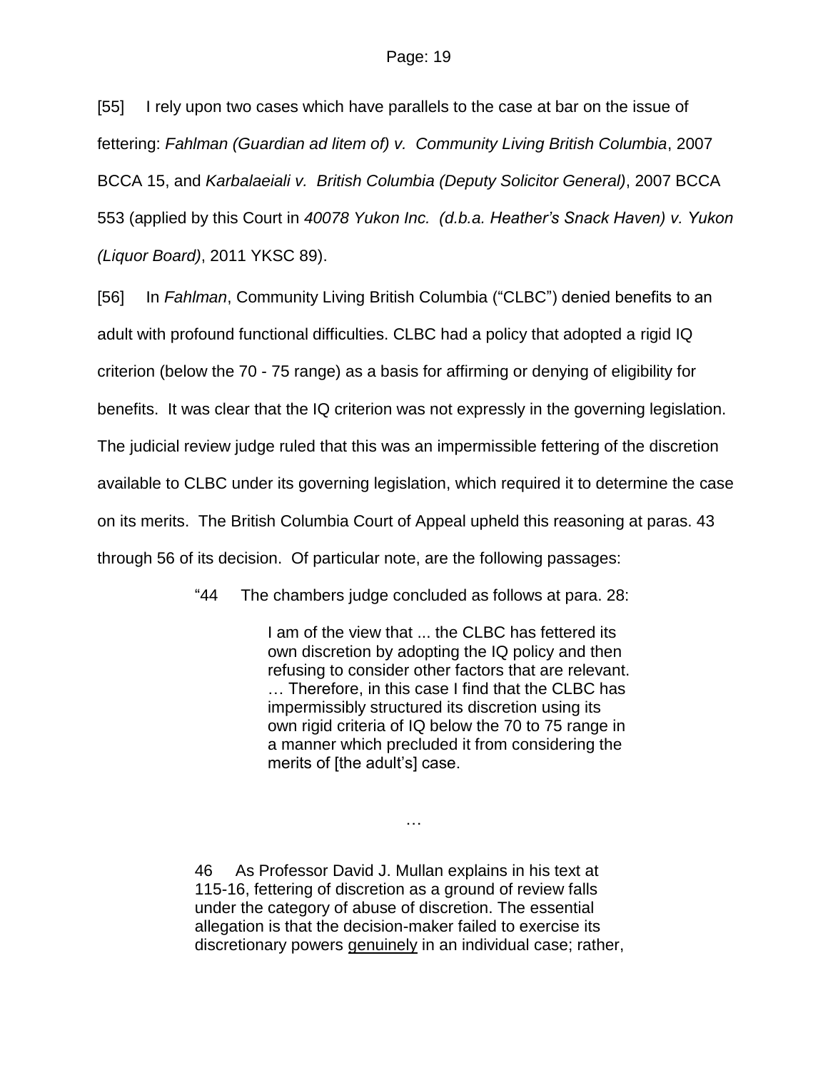[55] I rely upon two cases which have parallels to the case at bar on the issue of fettering: *Fahlman (Guardian ad litem of) v. Community Living British Columbia*, 2007 BCCA 15, and *Karbalaeiali v. British Columbia (Deputy Solicitor General)*, 2007 BCCA 553 (applied by this Court in *40078 Yukon Inc. (d.b.a. Heather's Snack Haven) v. Yukon (Liquor Board)*, 2011 YKSC 89).

[56] In *Fahlman*, Community Living British Columbia ("CLBC") denied benefits to an adult with profound functional difficulties. CLBC had a policy that adopted a rigid IQ criterion (below the 70 - 75 range) as a basis for affirming or denying of eligibility for benefits. It was clear that the IQ criterion was not expressly in the governing legislation. The judicial review judge ruled that this was an impermissible fettering of the discretion available to CLBC under its governing legislation, which required it to determine the case on its merits. The British Columbia Court of Appeal upheld this reasoning at paras. 43 through 56 of its decision. Of particular note, are the following passages:

> "44 The chambers judge concluded as follows at para. 28:
>
> > I am of the view that ... the CLBC has fettered its own discretion by adopting the IQ policy and then refusing to consider other factors that are relevant. … Therefore, in this case I find that the CLBC has impermissibly structured its discretion using its own rigid criteria of IQ below the 70 to 75 range in a manner which precluded it from considering the merits of [the adult's] case.
>
> …
>
> 46 As Professor David J. Mullan explains in his text at 115-16, fettering of discretion as a ground of review falls under the category of abuse of discretion. The essential allegation is that the decision-maker failed to exercise its discretionary powers <u>genuinely</u> in an individual case; rather,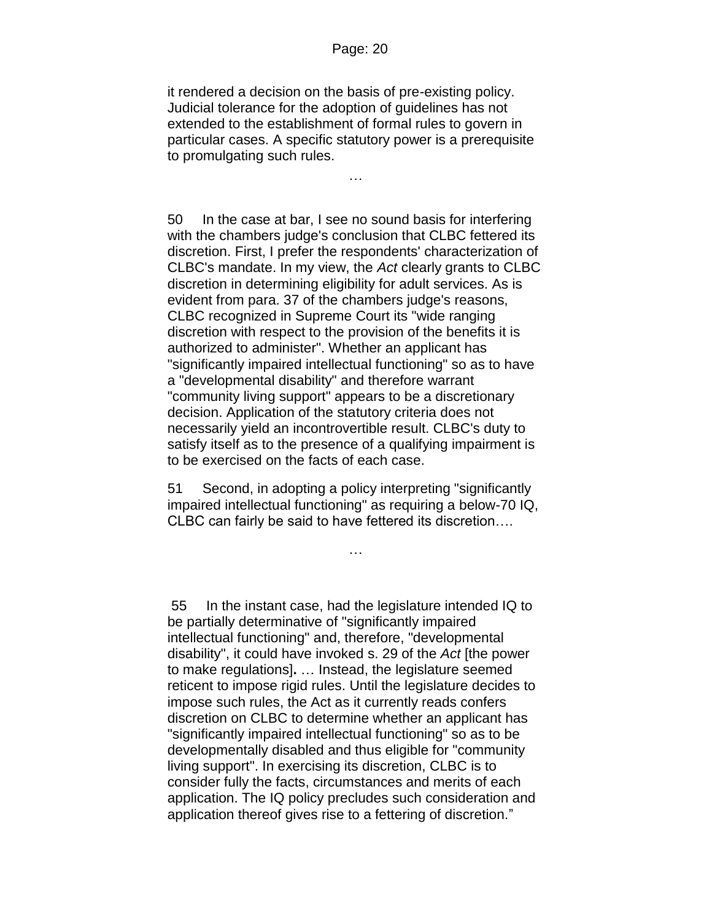it rendered a decision on the basis of pre-existing policy. Judicial tolerance for the adoption of guidelines has not extended to the establishment of formal rules to govern in particular cases. A specific statutory power is a prerequisite to promulgating such rules.

…

50 In the case at bar, I see no sound basis for interfering with the chambers judge's conclusion that CLBC fettered its discretion. First, I prefer the respondents' characterization of CLBC's mandate. In my view, the *Act* clearly grants to CLBC discretion in determining eligibility for adult services. As is evident from para. 37 of the chambers judge's reasons, CLBC recognized in Supreme Court its "wide ranging discretion with respect to the provision of the benefits it is authorized to administer". Whether an applicant has "significantly impaired intellectual functioning" so as to have a "developmental disability" and therefore warrant "community living support" appears to be a discretionary decision. Application of the statutory criteria does not necessarily yield an incontrovertible result. CLBC's duty to satisfy itself as to the presence of a qualifying impairment is to be exercised on the facts of each case.

51 Second, in adopting a policy interpreting "significantly impaired intellectual functioning" as requiring a below-70 IQ, CLBC can fairly be said to have fettered its discretion….

…

55 In the instant case, had the legislature intended IQ to be partially determinative of "significantly impaired intellectual functioning" and, therefore, "developmental disability", it could have invoked s. 29 of the *Act* [the power to make regulations]**.** … Instead, the legislature seemed reticent to impose rigid rules. Until the legislature decides to impose such rules, the Act as it currently reads confers discretion on CLBC to determine whether an applicant has "significantly impaired intellectual functioning" so as to be developmentally disabled and thus eligible for "community living support". In exercising its discretion, CLBC is to consider fully the facts, circumstances and merits of each application. The IQ policy precludes such consideration and application thereof gives rise to a fettering of discretion."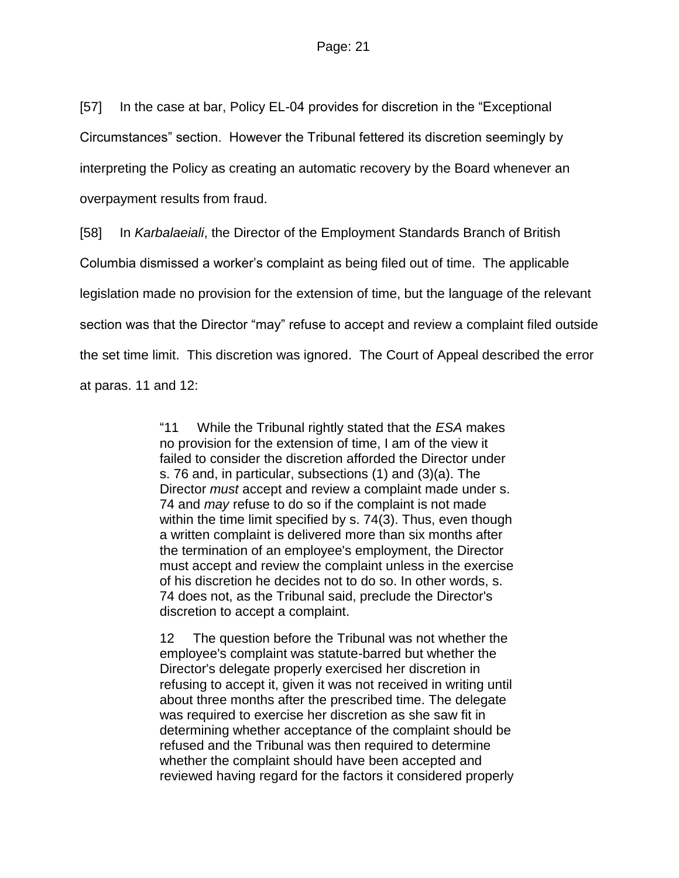[57] In the case at bar, Policy EL-04 provides for discretion in the "Exceptional Circumstances" section. However the Tribunal fettered its discretion seemingly by interpreting the Policy as creating an automatic recovery by the Board whenever an overpayment results from fraud.

[58] In *Karbalaeiali*, the Director of the Employment Standards Branch of British Columbia dismissed a worker's complaint as being filed out of time. The applicable legislation made no provision for the extension of time, but the language of the relevant section was that the Director "may" refuse to accept and review a complaint filed outside the set time limit. This discretion was ignored. The Court of Appeal described the error at paras. 11 and 12:

> "11 While the Tribunal rightly stated that the *ESA* makes no provision for the extension of time, I am of the view it failed to consider the discretion afforded the Director under s. 76 and, in particular, subsections (1) and (3)(a). The Director *must* accept and review a complaint made under s. 74 and *may* refuse to do so if the complaint is not made within the time limit specified by s. 74(3). Thus, even though a written complaint is delivered more than six months after the termination of an employee's employment, the Director must accept and review the complaint unless in the exercise of his discretion he decides not to do so. In other words, s. 74 does not, as the Tribunal said, preclude the Director's discretion to accept a complaint.
>
> 12 The question before the Tribunal was not whether the employee's complaint was statute-barred but whether the Director's delegate properly exercised her discretion in refusing to accept it, given it was not received in writing until about three months after the prescribed time. The delegate was required to exercise her discretion as she saw fit in determining whether acceptance of the complaint should be refused and the Tribunal was then required to determine whether the complaint should have been accepted and reviewed having regard for the factors it considered properly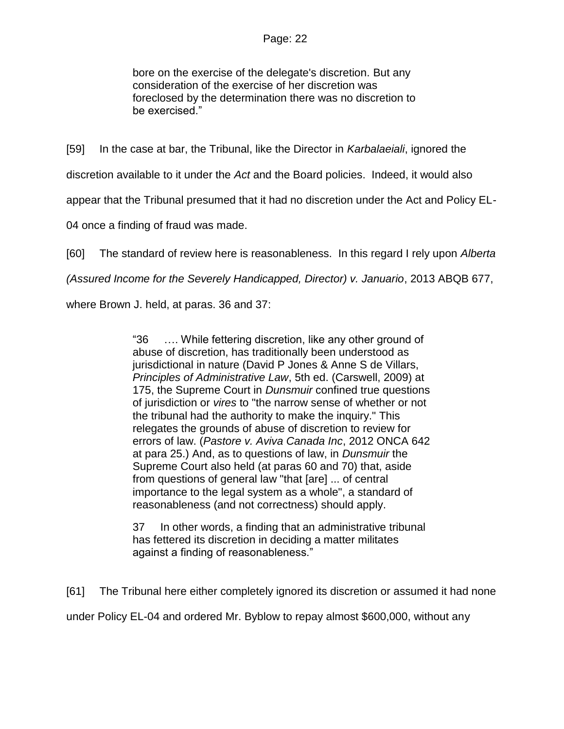> bore on the exercise of the delegate's discretion. But any consideration of the exercise of her discretion was foreclosed by the determination there was no discretion to be exercised."

[59] In the case at bar, the Tribunal, like the Director in *Karbalaeiali*, ignored the discretion available to it under the *Act* and the Board policies. Indeed, it would also appear that the Tribunal presumed that it had no discretion under the Act and Policy EL-04 once a finding of fraud was made.

[60] The standard of review here is reasonableness. In this regard I rely upon *Alberta (Assured Income for the Severely Handicapped, Director) v. Januario*, 2013 ABQB 677, where Brown J. held, at paras. 36 and 37:

> "36 …. While fettering discretion, like any other ground of abuse of discretion, has traditionally been understood as jurisdictional in nature (David P Jones & Anne S de Villars, *Principles of Administrative Law*, 5th ed. (Carswell, 2009) at 175, the Supreme Court in *Dunsmuir* confined true questions of jurisdiction or *vires* to "the narrow sense of whether or not the tribunal had the authority to make the inquiry." This relegates the grounds of abuse of discretion to review for errors of law. (*Pastore v. Aviva Canada Inc*, 2012 ONCA 642 at para 25.) And, as to questions of law, in *Dunsmuir* the Supreme Court also held (at paras 60 and 70) that, aside from questions of general law "that [are] ... of central importance to the legal system as a whole", a standard of reasonableness (and not correctness) should apply.
>
> 37 In other words, a finding that an administrative tribunal has fettered its discretion in deciding a matter militates against a finding of reasonableness."

[61] The Tribunal here either completely ignored its discretion or assumed it had none under Policy EL-04 and ordered Mr. Byblow to repay almost $600,000, without any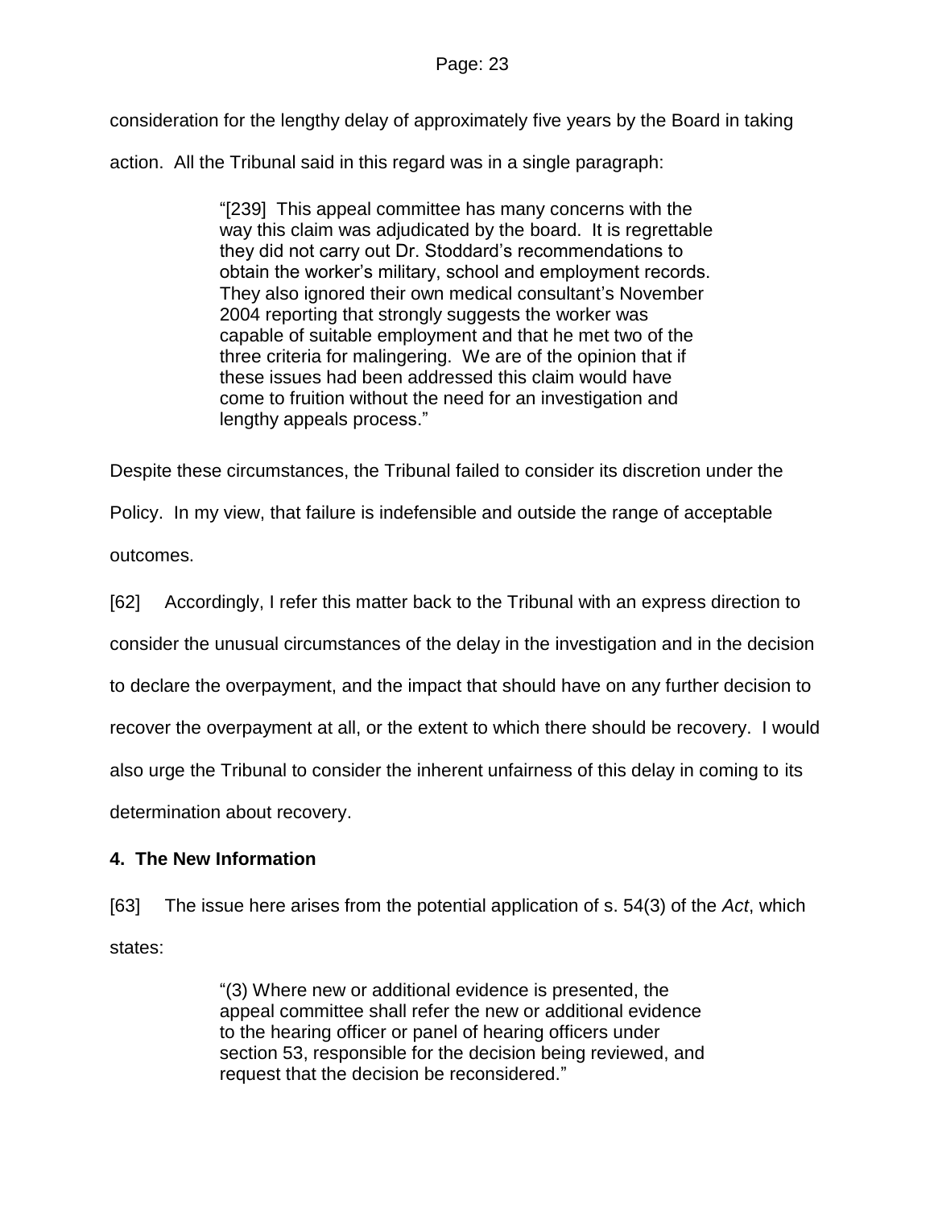consideration for the lengthy delay of approximately five years by the Board in taking action. All the Tribunal said in this regard was in a single paragraph:

> "[239] This appeal committee has many concerns with the way this claim was adjudicated by the board. It is regrettable they did not carry out Dr. Stoddard's recommendations to obtain the worker's military, school and employment records. They also ignored their own medical consultant's November 2004 reporting that strongly suggests the worker was capable of suitable employment and that he met two of the three criteria for malingering. We are of the opinion that if these issues had been addressed this claim would have come to fruition without the need for an investigation and lengthy appeals process."

Despite these circumstances, the Tribunal failed to consider its discretion under the Policy. In my view, that failure is indefensible and outside the range of acceptable outcomes.

[62] Accordingly, I refer this matter back to the Tribunal with an express direction to consider the unusual circumstances of the delay in the investigation and in the decision to declare the overpayment, and the impact that should have on any further decision to recover the overpayment at all, or the extent to which there should be recovery. I would also urge the Tribunal to consider the inherent unfairness of this delay in coming to its determination about recovery.

**4. The New Information**

[63] The issue here arises from the potential application of s. 54(3) of the *Act*, which states:

> "(3) Where new or additional evidence is presented, the appeal committee shall refer the new or additional evidence to the hearing officer or panel of hearing officers under section 53, responsible for the decision being reviewed, and request that the decision be reconsidered."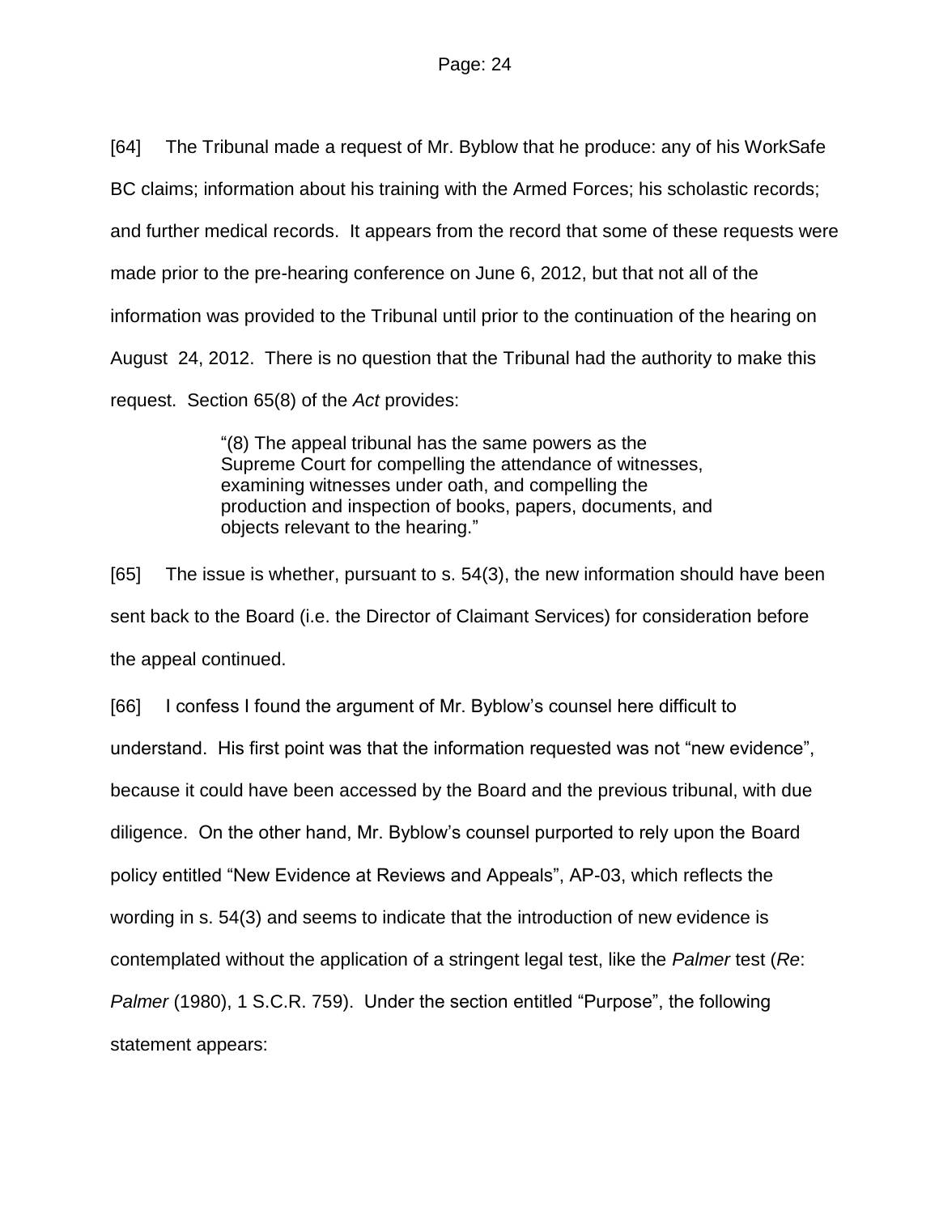[64] The Tribunal made a request of Mr. Byblow that he produce: any of his WorkSafe BC claims; information about his training with the Armed Forces; his scholastic records; and further medical records. It appears from the record that some of these requests were made prior to the pre-hearing conference on June 6, 2012, but that not all of the information was provided to the Tribunal until prior to the continuation of the hearing on August 24, 2012. There is no question that the Tribunal had the authority to make this request. Section 65(8) of the *Act* provides:

> "(8) The appeal tribunal has the same powers as the Supreme Court for compelling the attendance of witnesses, examining witnesses under oath, and compelling the production and inspection of books, papers, documents, and objects relevant to the hearing."

[65] The issue is whether, pursuant to s. 54(3), the new information should have been sent back to the Board (i.e. the Director of Claimant Services) for consideration before the appeal continued.

[66] I confess I found the argument of Mr. Byblow's counsel here difficult to understand. His first point was that the information requested was not "new evidence", because it could have been accessed by the Board and the previous tribunal, with due diligence. On the other hand, Mr. Byblow's counsel purported to rely upon the Board policy entitled "New Evidence at Reviews and Appeals", AP-03, which reflects the wording in s. 54(3) and seems to indicate that the introduction of new evidence is contemplated without the application of a stringent legal test, like the *Palmer* test (*Re*: *Palmer* (1980), 1 S.C.R. 759). Under the section entitled "Purpose", the following statement appears: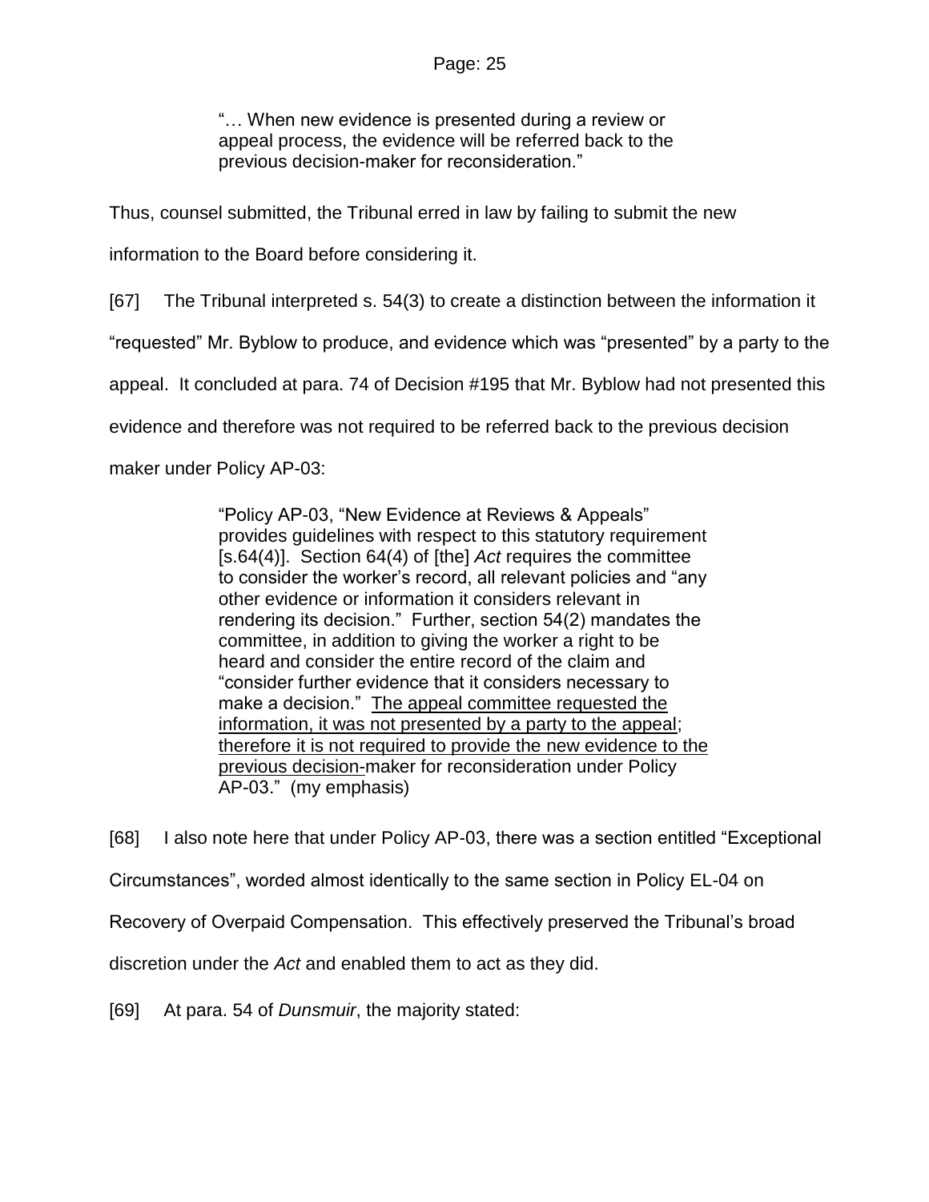> "… When new evidence is presented during a review or appeal process, the evidence will be referred back to the previous decision-maker for reconsideration."

Thus, counsel submitted, the Tribunal erred in law by failing to submit the new information to the Board before considering it.

[67] The Tribunal interpreted s. 54(3) to create a distinction between the information it "requested" Mr. Byblow to produce, and evidence which was "presented" by a party to the appeal. It concluded at para. 74 of Decision #195 that Mr. Byblow had not presented this evidence and therefore was not required to be referred back to the previous decision maker under Policy AP-03:

> "Policy AP-03, "New Evidence at Reviews & Appeals" provides guidelines with respect to this statutory requirement [s.64(4)]. Section 64(4) of [the] *Act* requires the committee to consider the worker's record, all relevant policies and "any other evidence or information it considers relevant in rendering its decision." Further, section 54(2) mandates the committee, in addition to giving the worker a right to be heard and consider the entire record of the claim and "consider further evidence that it considers necessary to make a decision." <u>The appeal committee requested the information, it was not presented by a party to the appeal</u>; <u>therefore it is not required to provide the new evidence to the previous decision-</u>maker for reconsideration under Policy AP-03." (my emphasis)

[68] I also note here that under Policy AP-03, there was a section entitled "Exceptional Circumstances", worded almost identically to the same section in Policy EL-04 on Recovery of Overpaid Compensation. This effectively preserved the Tribunal's broad discretion under the *Act* and enabled them to act as they did.

[69] At para. 54 of *Dunsmuir*, the majority stated: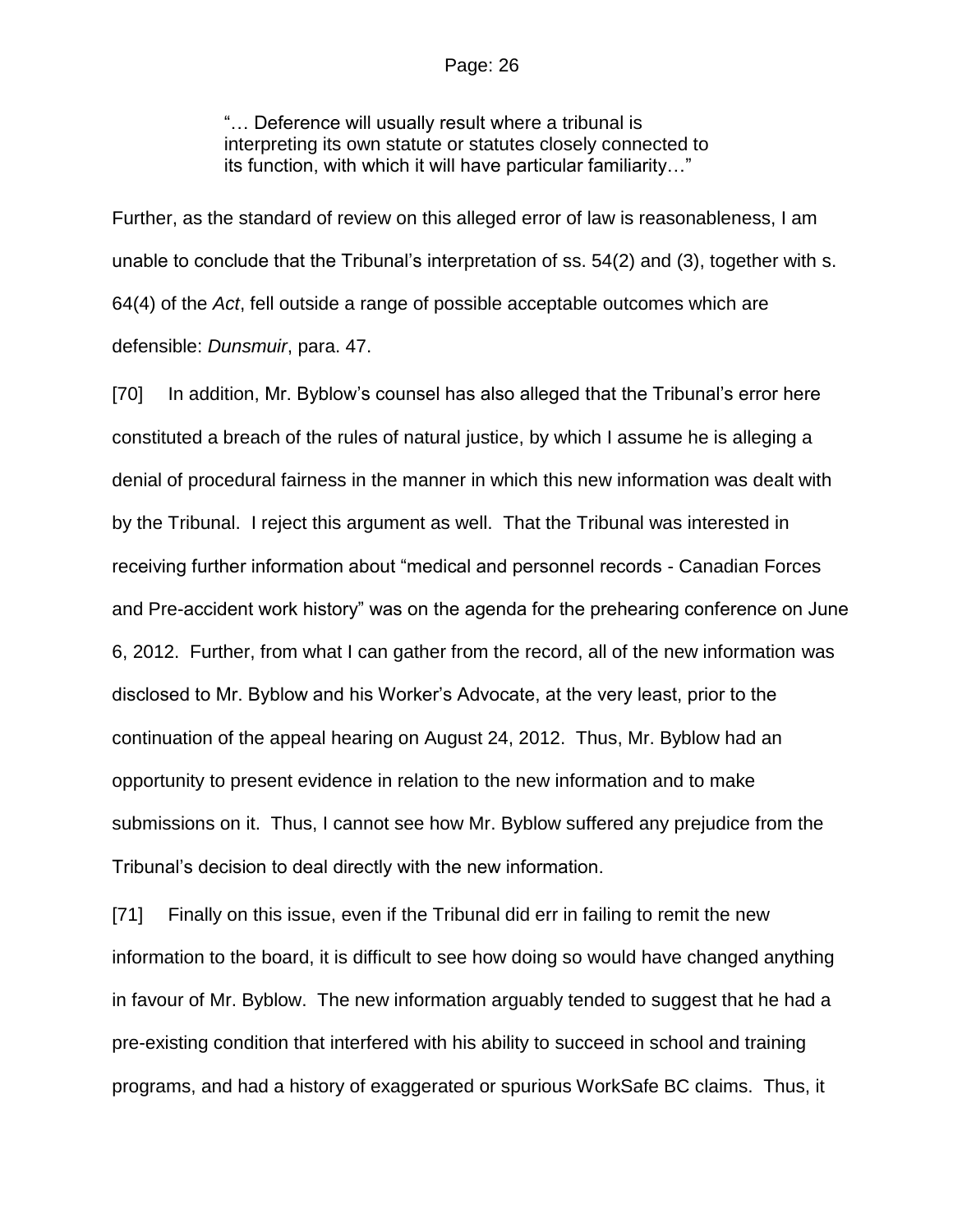> "… Deference will usually result where a tribunal is interpreting its own statute or statutes closely connected to its function, with which it will have particular familiarity…"

Further, as the standard of review on this alleged error of law is reasonableness, I am unable to conclude that the Tribunal's interpretation of ss. 54(2) and (3), together with s. 64(4) of the *Act*, fell outside a range of possible acceptable outcomes which are defensible: *Dunsmuir*, para. 47.

[70] In addition, Mr. Byblow's counsel has also alleged that the Tribunal's error here constituted a breach of the rules of natural justice, by which I assume he is alleging a denial of procedural fairness in the manner in which this new information was dealt with by the Tribunal. I reject this argument as well. That the Tribunal was interested in receiving further information about "medical and personnel records - Canadian Forces and Pre-accident work history" was on the agenda for the prehearing conference on June 6, 2012. Further, from what I can gather from the record, all of the new information was disclosed to Mr. Byblow and his Worker's Advocate, at the very least, prior to the continuation of the appeal hearing on August 24, 2012. Thus, Mr. Byblow had an opportunity to present evidence in relation to the new information and to make submissions on it. Thus, I cannot see how Mr. Byblow suffered any prejudice from the Tribunal's decision to deal directly with the new information.

[71] Finally on this issue, even if the Tribunal did err in failing to remit the new information to the board, it is difficult to see how doing so would have changed anything in favour of Mr. Byblow. The new information arguably tended to suggest that he had a pre-existing condition that interfered with his ability to succeed in school and training programs, and had a history of exaggerated or spurious WorkSafe BC claims. Thus, it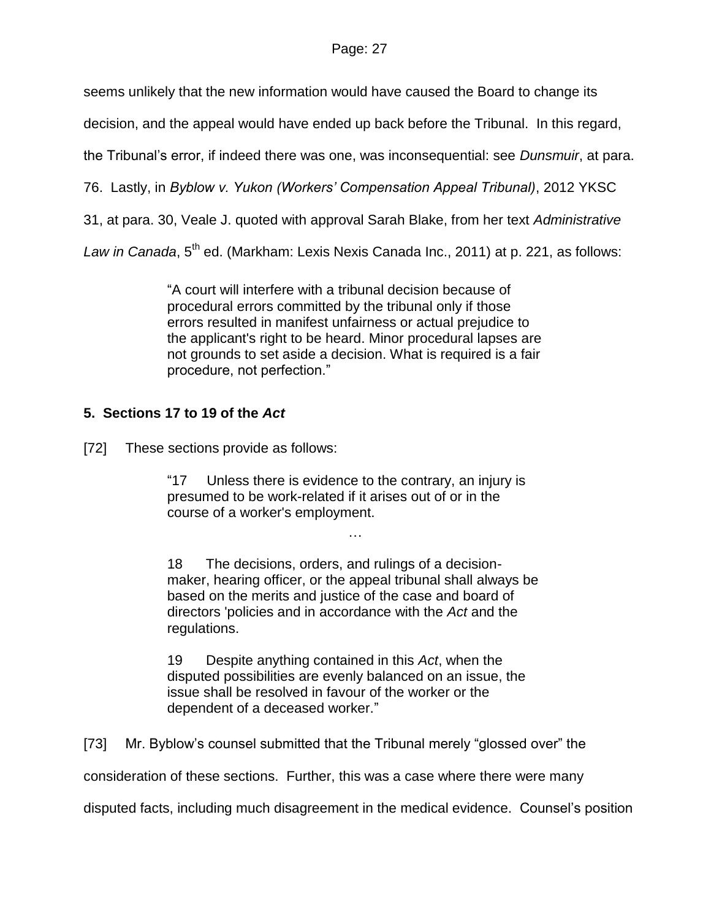seems unlikely that the new information would have caused the Board to change its decision, and the appeal would have ended up back before the Tribunal. In this regard, the Tribunal's error, if indeed there was one, was inconsequential: see *Dunsmuir*, at para. 76. Lastly, in *Byblow v. Yukon (Workers' Compensation Appeal Tribunal)*, 2012 YKSC 31, at para. 30, Veale J. quoted with approval Sarah Blake, from her text *Administrative Law in Canada*, 5th ed. (Markham: Lexis Nexis Canada Inc., 2011) at p. 221, as follows:

> "A court will interfere with a tribunal decision because of procedural errors committed by the tribunal only if those errors resulted in manifest unfairness or actual prejudice to the applicant's right to be heard. Minor procedural lapses are not grounds to set aside a decision. What is required is a fair procedure, not perfection."

### 5. Sections 17 to 19 of the *Act*

[72] These sections provide as follows:

> "17 Unless there is evidence to the contrary, an injury is presumed to be work-related if it arises out of or in the course of a worker's employment.
>
> …
>
> 18 The decisions, orders, and rulings of a decision-maker, hearing officer, or the appeal tribunal shall always be based on the merits and justice of the case and board of directors 'policies and in accordance with the *Act* and the regulations.
>
> 19 Despite anything contained in this *Act*, when the disputed possibilities are evenly balanced on an issue, the issue shall be resolved in favour of the worker or the dependent of a deceased worker."

[73] Mr. Byblow's counsel submitted that the Tribunal merely "glossed over" the consideration of these sections. Further, this was a case where there were many disputed facts, including much disagreement in the medical evidence. Counsel's position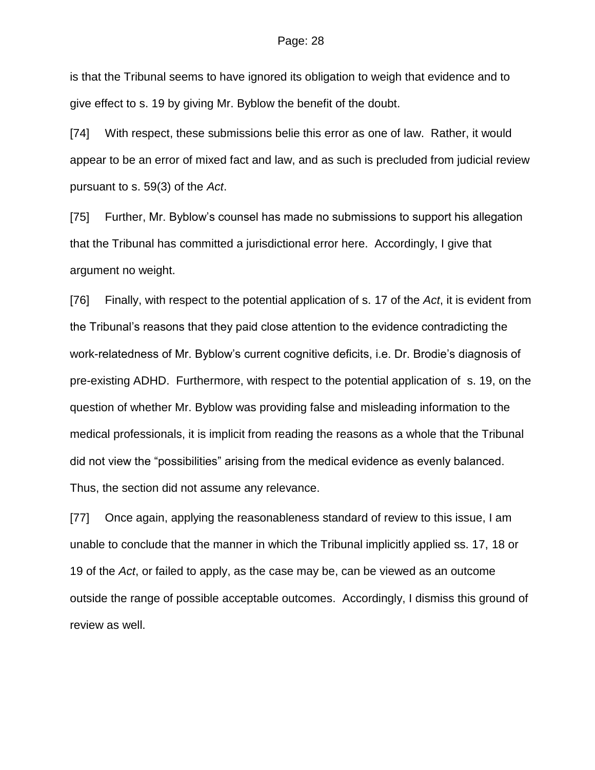is that the Tribunal seems to have ignored its obligation to weigh that evidence and to give effect to s. 19 by giving Mr. Byblow the benefit of the doubt.

[74] With respect, these submissions belie this error as one of law. Rather, it would appear to be an error of mixed fact and law, and as such is precluded from judicial review pursuant to s. 59(3) of the *Act*.

[75] Further, Mr. Byblow's counsel has made no submissions to support his allegation that the Tribunal has committed a jurisdictional error here. Accordingly, I give that argument no weight.

[76] Finally, with respect to the potential application of s. 17 of the *Act*, it is evident from the Tribunal's reasons that they paid close attention to the evidence contradicting the work-relatedness of Mr. Byblow's current cognitive deficits, i.e. Dr. Brodie's diagnosis of pre-existing ADHD. Furthermore, with respect to the potential application of s. 19, on the question of whether Mr. Byblow was providing false and misleading information to the medical professionals, it is implicit from reading the reasons as a whole that the Tribunal did not view the "possibilities" arising from the medical evidence as evenly balanced. Thus, the section did not assume any relevance.

[77] Once again, applying the reasonableness standard of review to this issue, I am unable to conclude that the manner in which the Tribunal implicitly applied ss. 17, 18 or 19 of the *Act*, or failed to apply, as the case may be, can be viewed as an outcome outside the range of possible acceptable outcomes. Accordingly, I dismiss this ground of review as well.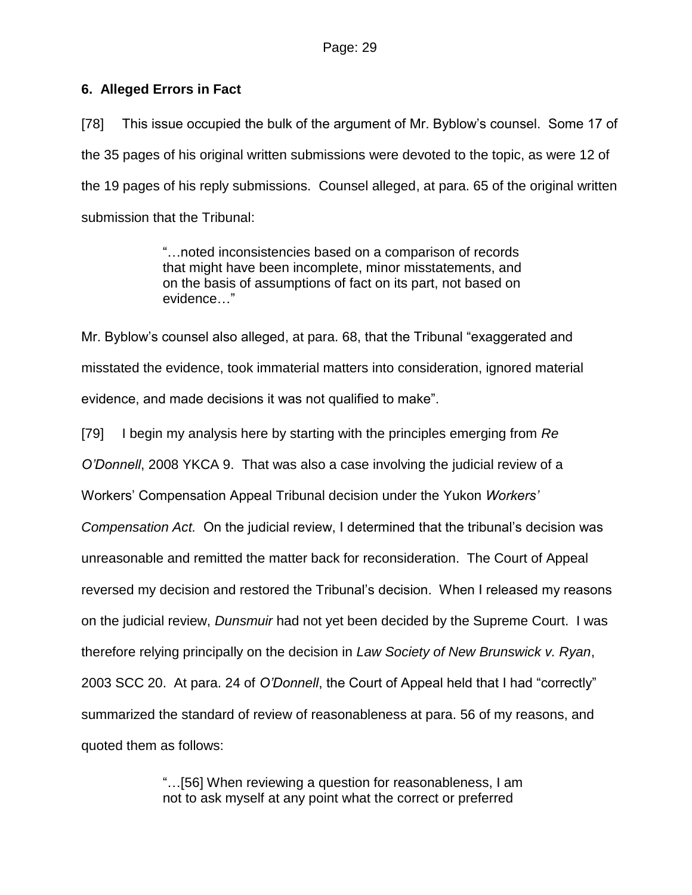## 6. Alleged Errors in Fact

[78] This issue occupied the bulk of the argument of Mr. Byblow's counsel. Some 17 of the 35 pages of his original written submissions were devoted to the topic, as were 12 of the 19 pages of his reply submissions. Counsel alleged, at para. 65 of the original written submission that the Tribunal:

> "…noted inconsistencies based on a comparison of records that might have been incomplete, minor misstatements, and on the basis of assumptions of fact on its part, not based on evidence…"

Mr. Byblow's counsel also alleged, at para. 68, that the Tribunal "exaggerated and misstated the evidence, took immaterial matters into consideration, ignored material evidence, and made decisions it was not qualified to make".

[79] I begin my analysis here by starting with the principles emerging from *Re O'Donnell*, 2008 YKCA 9. That was also a case involving the judicial review of a Workers' Compensation Appeal Tribunal decision under the Yukon *Workers' Compensation Act.* On the judicial review, I determined that the tribunal's decision was unreasonable and remitted the matter back for reconsideration. The Court of Appeal reversed my decision and restored the Tribunal's decision. When I released my reasons on the judicial review, *Dunsmuir* had not yet been decided by the Supreme Court. I was therefore relying principally on the decision in *Law Society of New Brunswick v. Ryan*, 2003 SCC 20. At para. 24 of *O'Donnell*, the Court of Appeal held that I had "correctly" summarized the standard of review of reasonableness at para. 56 of my reasons, and quoted them as follows:

> "…[56] When reviewing a question for reasonableness, I am not to ask myself at any point what the correct or preferred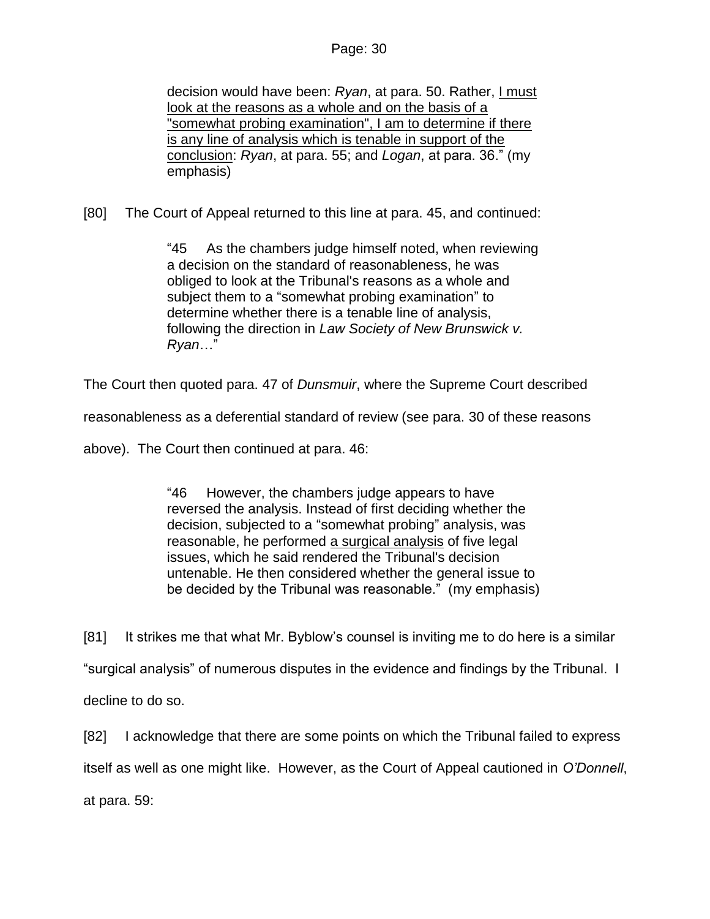> decision would have been: *Ryan*, at para. 50. Rather, <u>I must look at the reasons as a whole and on the basis of a "somewhat probing examination", I am to determine if there is any line of analysis which is tenable in support of the conclusion</u>: *Ryan*, at para. 55; and *Logan*, at para. 36." (my emphasis)

[80] The Court of Appeal returned to this line at para. 45, and continued:

> "45 As the chambers judge himself noted, when reviewing a decision on the standard of reasonableness, he was obliged to look at the Tribunal's reasons as a whole and subject them to a "somewhat probing examination" to determine whether there is a tenable line of analysis, following the direction in *Law Society of New Brunswick v. Ryan*…"

The Court then quoted para. 47 of *Dunsmuir*, where the Supreme Court described reasonableness as a deferential standard of review (see para. 30 of these reasons above). The Court then continued at para. 46:

> "46 However, the chambers judge appears to have reversed the analysis. Instead of first deciding whether the decision, subjected to a "somewhat probing" analysis, was reasonable, he performed <u>a surgical analysis</u> of five legal issues, which he said rendered the Tribunal's decision untenable. He then considered whether the general issue to be decided by the Tribunal was reasonable." (my emphasis)

[81] It strikes me that what Mr. Byblow's counsel is inviting me to do here is a similar "surgical analysis" of numerous disputes in the evidence and findings by the Tribunal. I decline to do so.

[82] I acknowledge that there are some points on which the Tribunal failed to express itself as well as one might like. However, as the Court of Appeal cautioned in *O'Donnell*, at para. 59: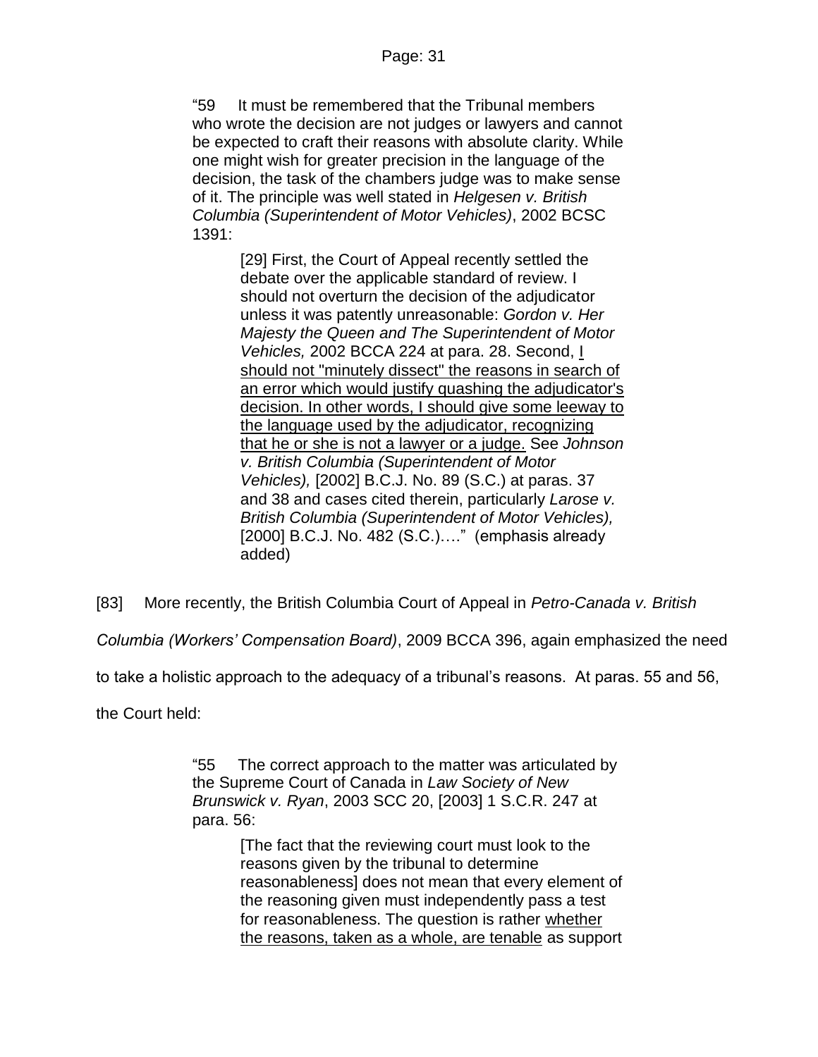> "59 It must be remembered that the Tribunal members who wrote the decision are not judges or lawyers and cannot be expected to craft their reasons with absolute clarity. While one might wish for greater precision in the language of the decision, the task of the chambers judge was to make sense of it. The principle was well stated in *Helgesen v. British Columbia (Superintendent of Motor Vehicles)*, 2002 BCSC 1391:
>
> > [29] First, the Court of Appeal recently settled the debate over the applicable standard of review. I should not overturn the decision of the adjudicator unless it was patently unreasonable: *Gordon v. Her Majesty the Queen and The Superintendent of Motor Vehicles,* 2002 BCCA 224 at para. 28. Second, <u>I should not "minutely dissect" the reasons in search of an error which would justify quashing the adjudicator's decision. In other words, I should give some leeway to the language used by the adjudicator, recognizing that he or she is not a lawyer or a judge.</u> See *Johnson v. British Columbia (Superintendent of Motor Vehicles),* [2002] B.C.J. No. 89 (S.C.) at paras. 37 and 38 and cases cited therein, particularly *Larose v. British Columbia (Superintendent of Motor Vehicles),* [2000] B.C.J. No. 482 (S.C.)…." (emphasis already added)

[83] More recently, the British Columbia Court of Appeal in *Petro-Canada v. British Columbia (Workers' Compensation Board)*, 2009 BCCA 396, again emphasized the need to take a holistic approach to the adequacy of a tribunal's reasons. At paras. 55 and 56, the Court held:

> "55 The correct approach to the matter was articulated by the Supreme Court of Canada in *Law Society of New Brunswick v. Ryan*, 2003 SCC 20, [2003] 1 S.C.R. 247 at para. 56:
>
> > [The fact that the reviewing court must look to the reasons given by the tribunal to determine reasonableness] does not mean that every element of the reasoning given must independently pass a test for reasonableness. The question is rather <u>whether the reasons, taken as a whole, are tenable</u> as support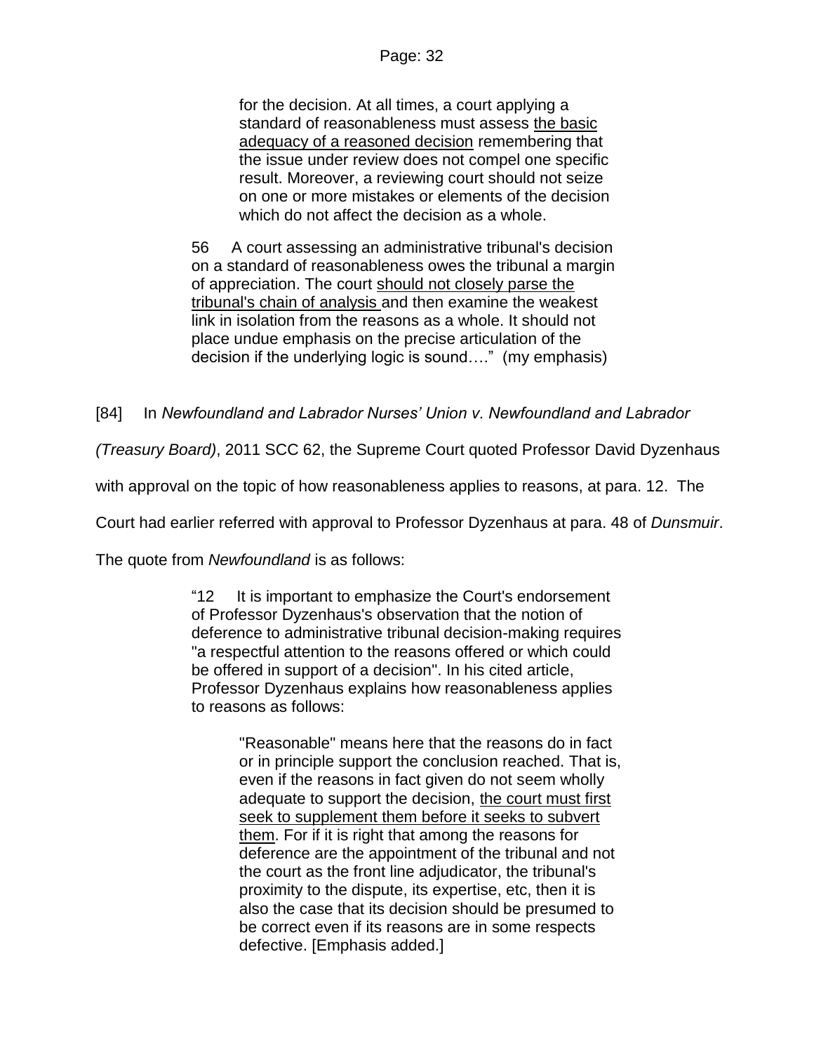> for the decision. At all times, a court applying a standard of reasonableness must assess <u>the basic adequacy of a reasoned decision</u> remembering that the issue under review does not compel one specific result. Moreover, a reviewing court should not seize on one or more mistakes or elements of the decision which do not affect the decision as a whole.
>
> 56 A court assessing an administrative tribunal's decision on a standard of reasonableness owes the tribunal a margin of appreciation. The court <u>should not closely parse the tribunal's chain of analysis</u> and then examine the weakest link in isolation from the reasons as a whole. It should not place undue emphasis on the precise articulation of the decision if the underlying logic is sound…." (my emphasis)

[84] In *Newfoundland and Labrador Nurses' Union v. Newfoundland and Labrador (Treasury Board)*, 2011 SCC 62, the Supreme Court quoted Professor David Dyzenhaus with approval on the topic of how reasonableness applies to reasons, at para. 12. The Court had earlier referred with approval to Professor Dyzenhaus at para. 48 of *Dunsmuir*. The quote from *Newfoundland* is as follows:

> "12 It is important to emphasize the Court's endorsement of Professor Dyzenhaus's observation that the notion of deference to administrative tribunal decision-making requires "a respectful attention to the reasons offered or which could be offered in support of a decision". In his cited article, Professor Dyzenhaus explains how reasonableness applies to reasons as follows:
>
> > "Reasonable" means here that the reasons do in fact or in principle support the conclusion reached. That is, even if the reasons in fact given do not seem wholly adequate to support the decision, <u>the court must first seek to supplement them before it seeks to subvert them</u>. For if it is right that among the reasons for deference are the appointment of the tribunal and not the court as the front line adjudicator, the tribunal's proximity to the dispute, its expertise, etc, then it is also the case that its decision should be presumed to be correct even if its reasons are in some respects defective. [Emphasis added.]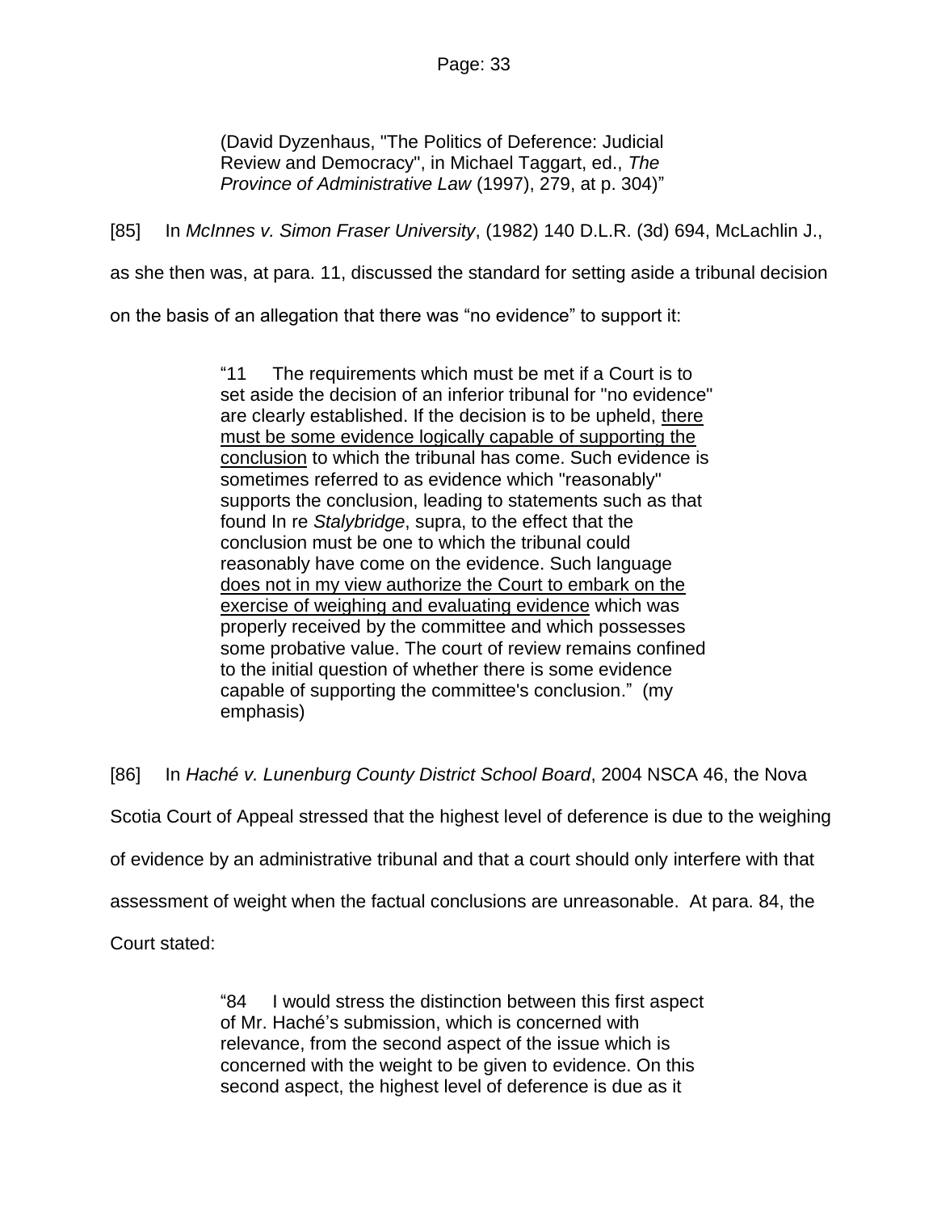(David Dyzenhaus, "The Politics of Deference: Judicial Review and Democracy", in Michael Taggart, ed., *The Province of Administrative Law* (1997), 279, at p. 304)"

[85] In *McInnes v. Simon Fraser University*, (1982) 140 D.L.R. (3d) 694, McLachlin J., as she then was, at para. 11, discussed the standard for setting aside a tribunal decision on the basis of an allegation that there was "no evidence" to support it:

> "11 The requirements which must be met if a Court is to set aside the decision of an inferior tribunal for "no evidence" are clearly established. If the decision is to be upheld, <u>there must be some evidence logically capable of supporting the conclusion</u> to which the tribunal has come. Such evidence is sometimes referred to as evidence which "reasonably" supports the conclusion, leading to statements such as that found In re *Stalybridge*, supra, to the effect that the conclusion must be one to which the tribunal could reasonably have come on the evidence. Such language <u>does not in my view authorize the Court to embark on the exercise of weighing and evaluating evidence</u> which was properly received by the committee and which possesses some probative value. The court of review remains confined to the initial question of whether there is some evidence capable of supporting the committee's conclusion." (my emphasis)

[86] In *Haché v. Lunenburg County District School Board*, 2004 NSCA 46, the Nova Scotia Court of Appeal stressed that the highest level of deference is due to the weighing of evidence by an administrative tribunal and that a court should only interfere with that assessment of weight when the factual conclusions are unreasonable. At para. 84, the Court stated:

> "84 I would stress the distinction between this first aspect of Mr. Haché's submission, which is concerned with relevance, from the second aspect of the issue which is concerned with the weight to be given to evidence. On this second aspect, the highest level of deference is due as it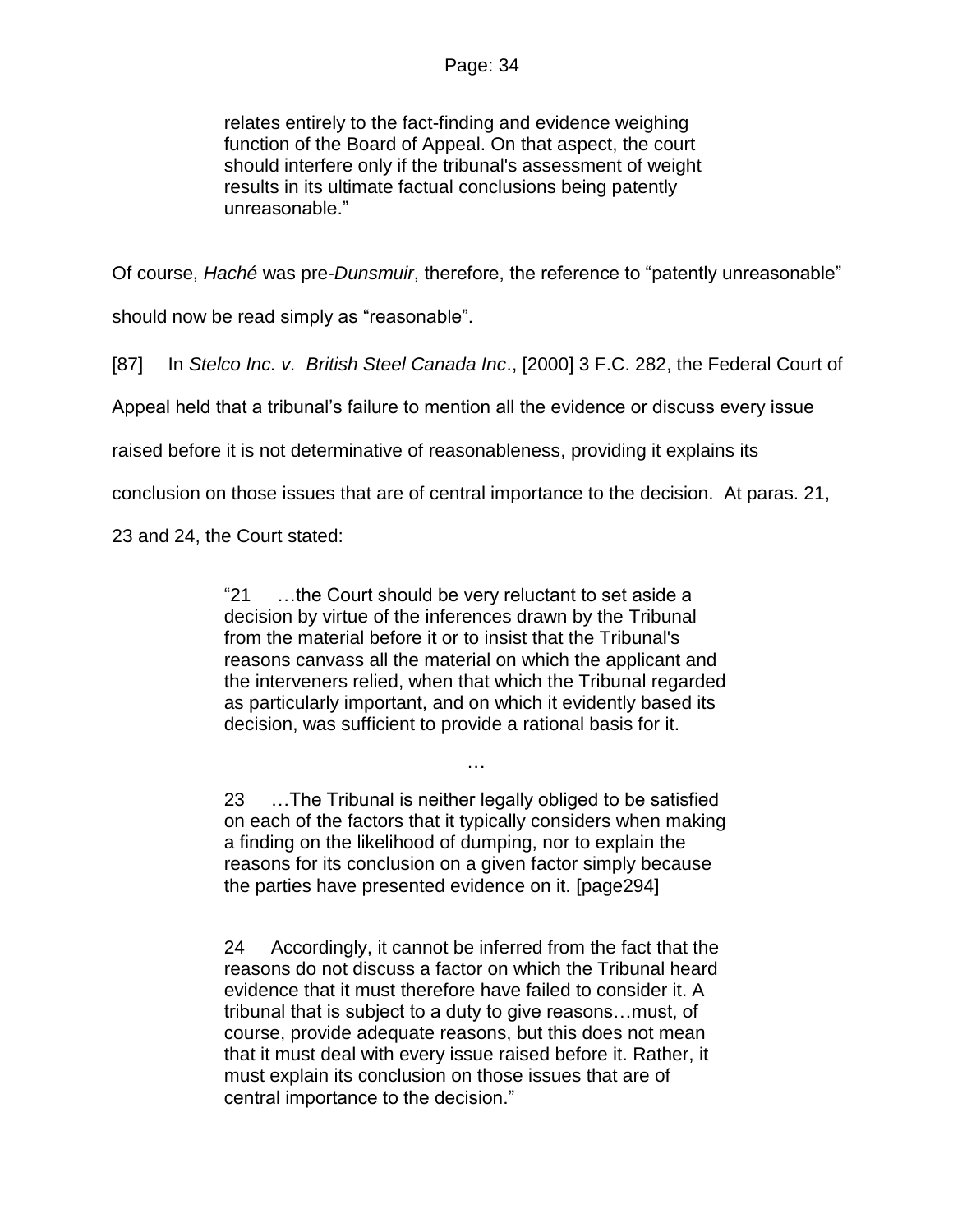> relates entirely to the fact-finding and evidence weighing function of the Board of Appeal. On that aspect, the court should interfere only if the tribunal's assessment of weight results in its ultimate factual conclusions being patently unreasonable."

Of course, *Haché* was pre-*Dunsmuir*, therefore, the reference to "patently unreasonable" should now be read simply as "reasonable".

[87] In *Stelco Inc. v. British Steel Canada Inc*., [2000] 3 F.C. 282, the Federal Court of Appeal held that a tribunal's failure to mention all the evidence or discuss every issue raised before it is not determinative of reasonableness, providing it explains its conclusion on those issues that are of central importance to the decision. At paras. 21, 23 and 24, the Court stated:

> "21 …the Court should be very reluctant to set aside a decision by virtue of the inferences drawn by the Tribunal from the material before it or to insist that the Tribunal's reasons canvass all the material on which the applicant and the interveners relied, when that which the Tribunal regarded as particularly important, and on which it evidently based its decision, was sufficient to provide a rational basis for it.
>
> …
>
> 23 …The Tribunal is neither legally obliged to be satisfied on each of the factors that it typically considers when making a finding on the likelihood of dumping, nor to explain the reasons for its conclusion on a given factor simply because the parties have presented evidence on it. [page294]
>
> 24 Accordingly, it cannot be inferred from the fact that the reasons do not discuss a factor on which the Tribunal heard evidence that it must therefore have failed to consider it. A tribunal that is subject to a duty to give reasons…must, of course, provide adequate reasons, but this does not mean that it must deal with every issue raised before it. Rather, it must explain its conclusion on those issues that are of central importance to the decision."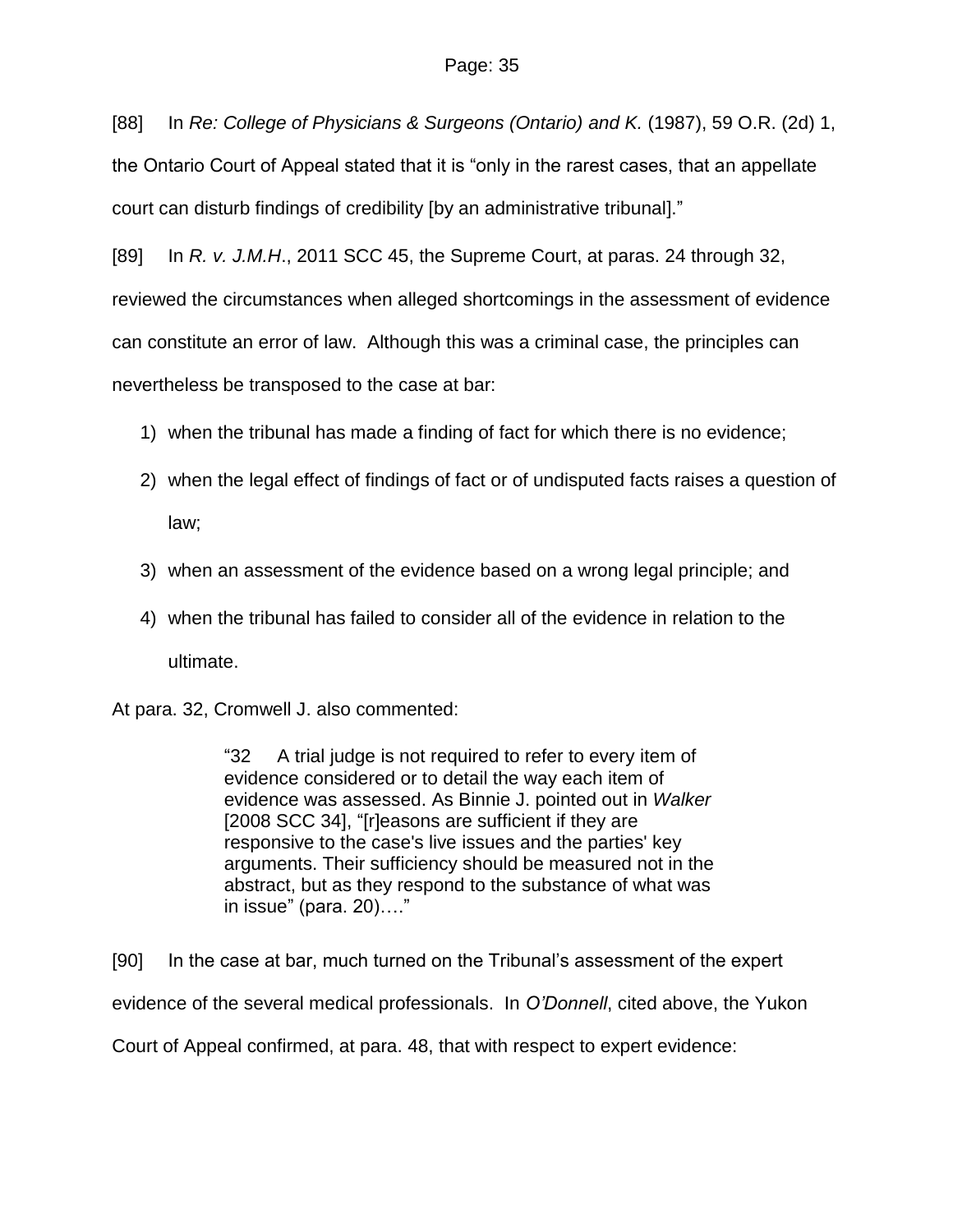[88] In *Re: College of Physicians & Surgeons (Ontario) and K.* (1987), 59 O.R. (2d) 1, the Ontario Court of Appeal stated that it is "only in the rarest cases, that an appellate court can disturb findings of credibility [by an administrative tribunal]."

[89] In *R. v. J.M.H*., 2011 SCC 45, the Supreme Court, at paras. 24 through 32, reviewed the circumstances when alleged shortcomings in the assessment of evidence can constitute an error of law. Although this was a criminal case, the principles can nevertheless be transposed to the case at bar:

1) when the tribunal has made a finding of fact for which there is no evidence;
2) when the legal effect of findings of fact or of undisputed facts raises a question of law;
3) when an assessment of the evidence based on a wrong legal principle; and
4) when the tribunal has failed to consider all of the evidence in relation to the ultimate.

At para. 32, Cromwell J. also commented:

> "32 A trial judge is not required to refer to every item of evidence considered or to detail the way each item of evidence was assessed. As Binnie J. pointed out in *Walker* [2008 SCC 34], "[r]easons are sufficient if they are responsive to the case's live issues and the parties' key arguments. Their sufficiency should be measured not in the abstract, but as they respond to the substance of what was in issue" (para. 20)…."

[90] In the case at bar, much turned on the Tribunal's assessment of the expert evidence of the several medical professionals. In *O'Donnell*, cited above, the Yukon Court of Appeal confirmed, at para. 48, that with respect to expert evidence: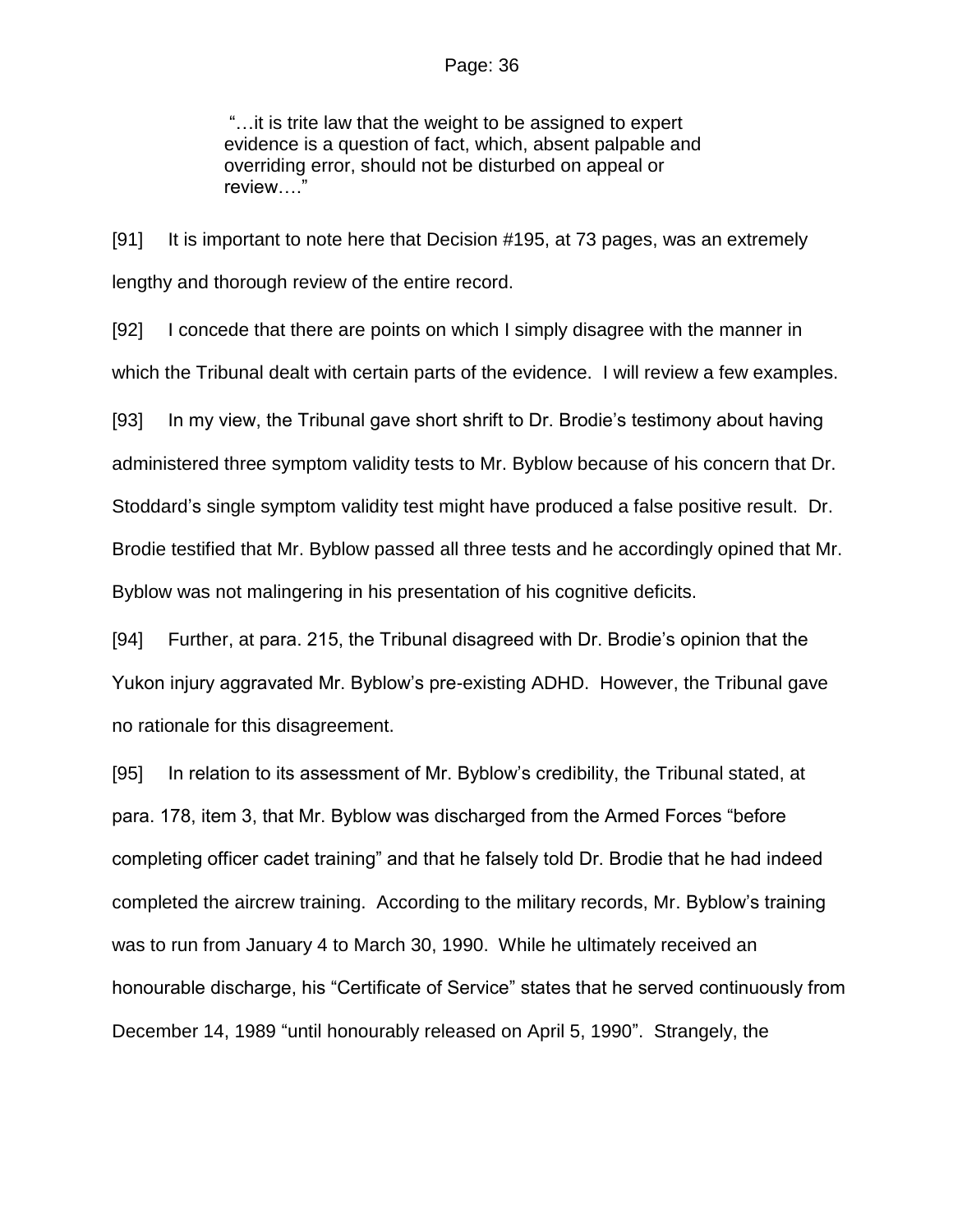> "…it is trite law that the weight to be assigned to expert evidence is a question of fact, which, absent palpable and overriding error, should not be disturbed on appeal or review…."

[91] It is important to note here that Decision #195, at 73 pages, was an extremely lengthy and thorough review of the entire record.

[92] I concede that there are points on which I simply disagree with the manner in which the Tribunal dealt with certain parts of the evidence. I will review a few examples.

[93] In my view, the Tribunal gave short shrift to Dr. Brodie's testimony about having administered three symptom validity tests to Mr. Byblow because of his concern that Dr. Stoddard's single symptom validity test might have produced a false positive result. Dr. Brodie testified that Mr. Byblow passed all three tests and he accordingly opined that Mr. Byblow was not malingering in his presentation of his cognitive deficits.

[94] Further, at para. 215, the Tribunal disagreed with Dr. Brodie's opinion that the Yukon injury aggravated Mr. Byblow's pre-existing ADHD. However, the Tribunal gave no rationale for this disagreement.

[95] In relation to its assessment of Mr. Byblow's credibility, the Tribunal stated, at para. 178, item 3, that Mr. Byblow was discharged from the Armed Forces "before completing officer cadet training" and that he falsely told Dr. Brodie that he had indeed completed the aircrew training. According to the military records, Mr. Byblow's training was to run from January 4 to March 30, 1990. While he ultimately received an honourable discharge, his "Certificate of Service" states that he served continuously from December 14, 1989 "until honourably released on April 5, 1990". Strangely, the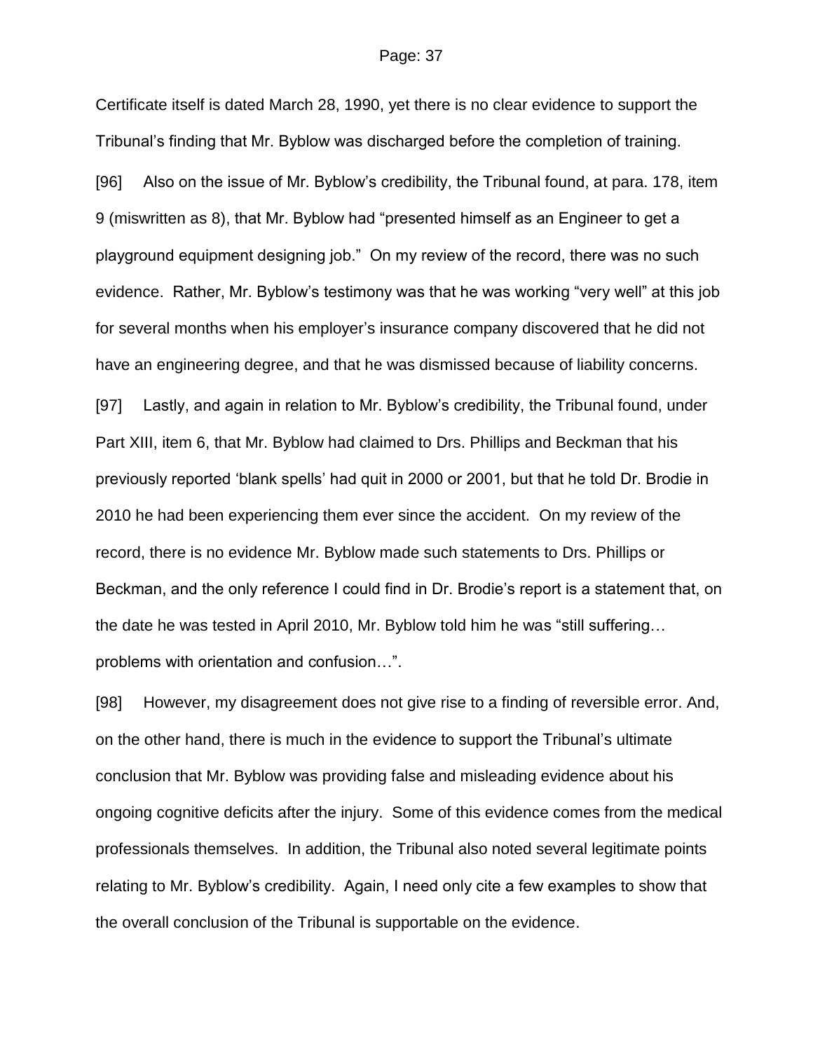Certificate itself is dated March 28, 1990, yet there is no clear evidence to support the Tribunal's finding that Mr. Byblow was discharged before the completion of training.

[96] Also on the issue of Mr. Byblow's credibility, the Tribunal found, at para. 178, item 9 (miswritten as 8), that Mr. Byblow had "presented himself as an Engineer to get a playground equipment designing job." On my review of the record, there was no such evidence. Rather, Mr. Byblow's testimony was that he was working "very well" at this job for several months when his employer's insurance company discovered that he did not have an engineering degree, and that he was dismissed because of liability concerns.

[97] Lastly, and again in relation to Mr. Byblow's credibility, the Tribunal found, under Part XIII, item 6, that Mr. Byblow had claimed to Drs. Phillips and Beckman that his previously reported 'blank spells' had quit in 2000 or 2001, but that he told Dr. Brodie in 2010 he had been experiencing them ever since the accident. On my review of the record, there is no evidence Mr. Byblow made such statements to Drs. Phillips or Beckman, and the only reference I could find in Dr. Brodie's report is a statement that, on the date he was tested in April 2010, Mr. Byblow told him he was "still suffering… problems with orientation and confusion…".

[98] However, my disagreement does not give rise to a finding of reversible error. And, on the other hand, there is much in the evidence to support the Tribunal's ultimate conclusion that Mr. Byblow was providing false and misleading evidence about his ongoing cognitive deficits after the injury. Some of this evidence comes from the medical professionals themselves. In addition, the Tribunal also noted several legitimate points relating to Mr. Byblow's credibility. Again, I need only cite a few examples to show that the overall conclusion of the Tribunal is supportable on the evidence.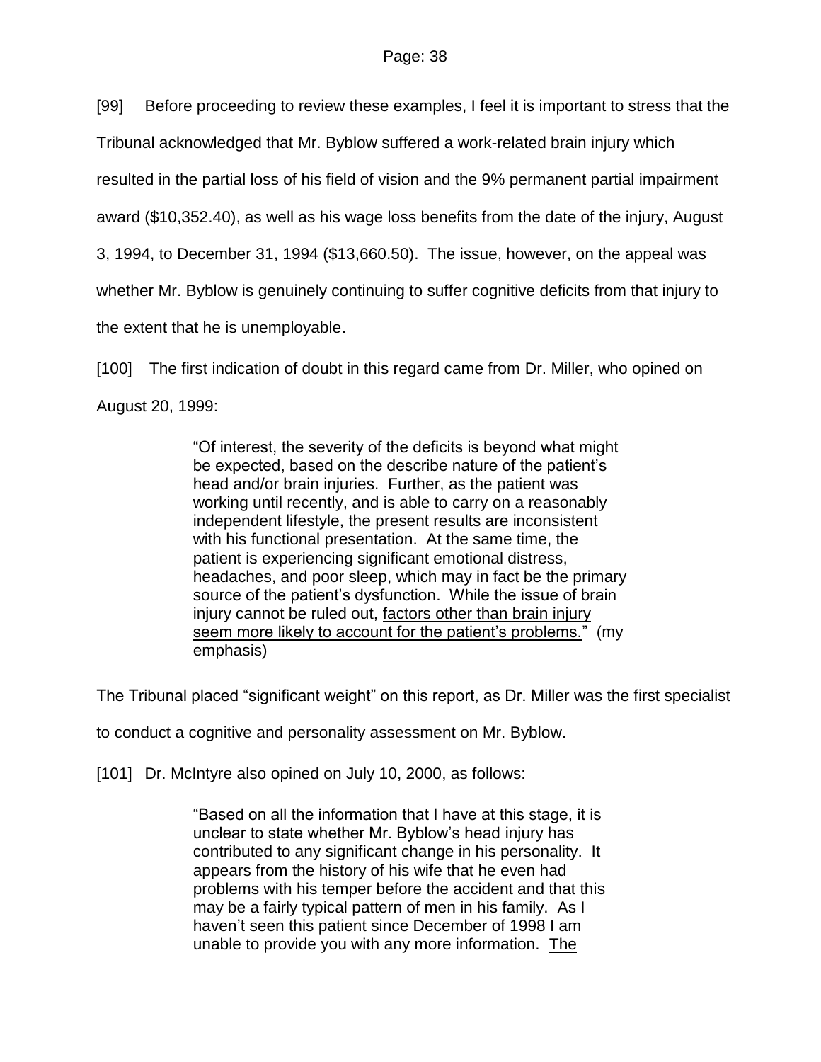[99] Before proceeding to review these examples, I feel it is important to stress that the Tribunal acknowledged that Mr. Byblow suffered a work-related brain injury which resulted in the partial loss of his field of vision and the 9% permanent partial impairment award ($10,352.40), as well as his wage loss benefits from the date of the injury, August 3, 1994, to December 31, 1994 ($13,660.50). The issue, however, on the appeal was whether Mr. Byblow is genuinely continuing to suffer cognitive deficits from that injury to the extent that he is unemployable.

[100] The first indication of doubt in this regard came from Dr. Miller, who opined on August 20, 1999:

> "Of interest, the severity of the deficits is beyond what might be expected, based on the describe nature of the patient's head and/or brain injuries. Further, as the patient was working until recently, and is able to carry on a reasonably independent lifestyle, the present results are inconsistent with his functional presentation. At the same time, the patient is experiencing significant emotional distress, headaches, and poor sleep, which may in fact be the primary source of the patient's dysfunction. While the issue of brain injury cannot be ruled out, <u>factors other than brain injury seem more likely to account for the patient's problems.</u>" (my emphasis)

The Tribunal placed "significant weight" on this report, as Dr. Miller was the first specialist to conduct a cognitive and personality assessment on Mr. Byblow.

[101] Dr. McIntyre also opined on July 10, 2000, as follows:

> "Based on all the information that I have at this stage, it is unclear to state whether Mr. Byblow's head injury has contributed to any significant change in his personality. It appears from the history of his wife that he even had problems with his temper before the accident and that this may be a fairly typical pattern of men in his family. As I haven't seen this patient since December of 1998 I am unable to provide you with any more information. <u>The</u>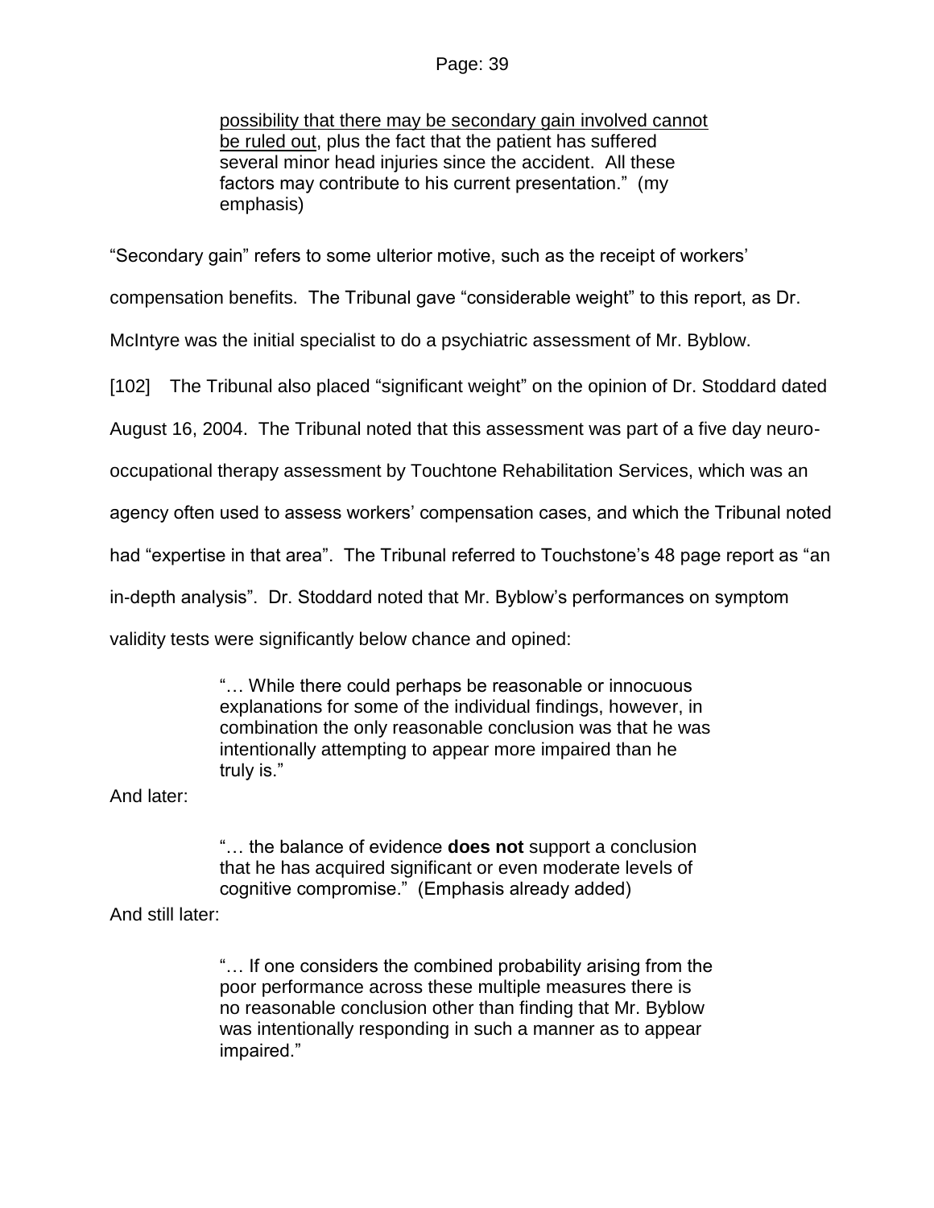> <u>possibility that there may be secondary gain involved cannot be ruled out</u>, plus the fact that the patient has suffered several minor head injuries since the accident. All these factors may contribute to his current presentation." (my emphasis)

"Secondary gain" refers to some ulterior motive, such as the receipt of workers' compensation benefits. The Tribunal gave "considerable weight" to this report, as Dr. McIntyre was the initial specialist to do a psychiatric assessment of Mr. Byblow.

[102] The Tribunal also placed "significant weight" on the opinion of Dr. Stoddard dated August 16, 2004. The Tribunal noted that this assessment was part of a five day neuro-occupational therapy assessment by Touchtone Rehabilitation Services, which was an agency often used to assess workers' compensation cases, and which the Tribunal noted had "expertise in that area". The Tribunal referred to Touchstone's 48 page report as "an in-depth analysis". Dr. Stoddard noted that Mr. Byblow's performances on symptom validity tests were significantly below chance and opined:

> "… While there could perhaps be reasonable or innocuous explanations for some of the individual findings, however, in combination the only reasonable conclusion was that he was intentionally attempting to appear more impaired than he truly is."

And later:

> "… the balance of evidence **does not** support a conclusion that he has acquired significant or even moderate levels of cognitive compromise." (Emphasis already added)

And still later:

> "… If one considers the combined probability arising from the poor performance across these multiple measures there is no reasonable conclusion other than finding that Mr. Byblow was intentionally responding in such a manner as to appear impaired."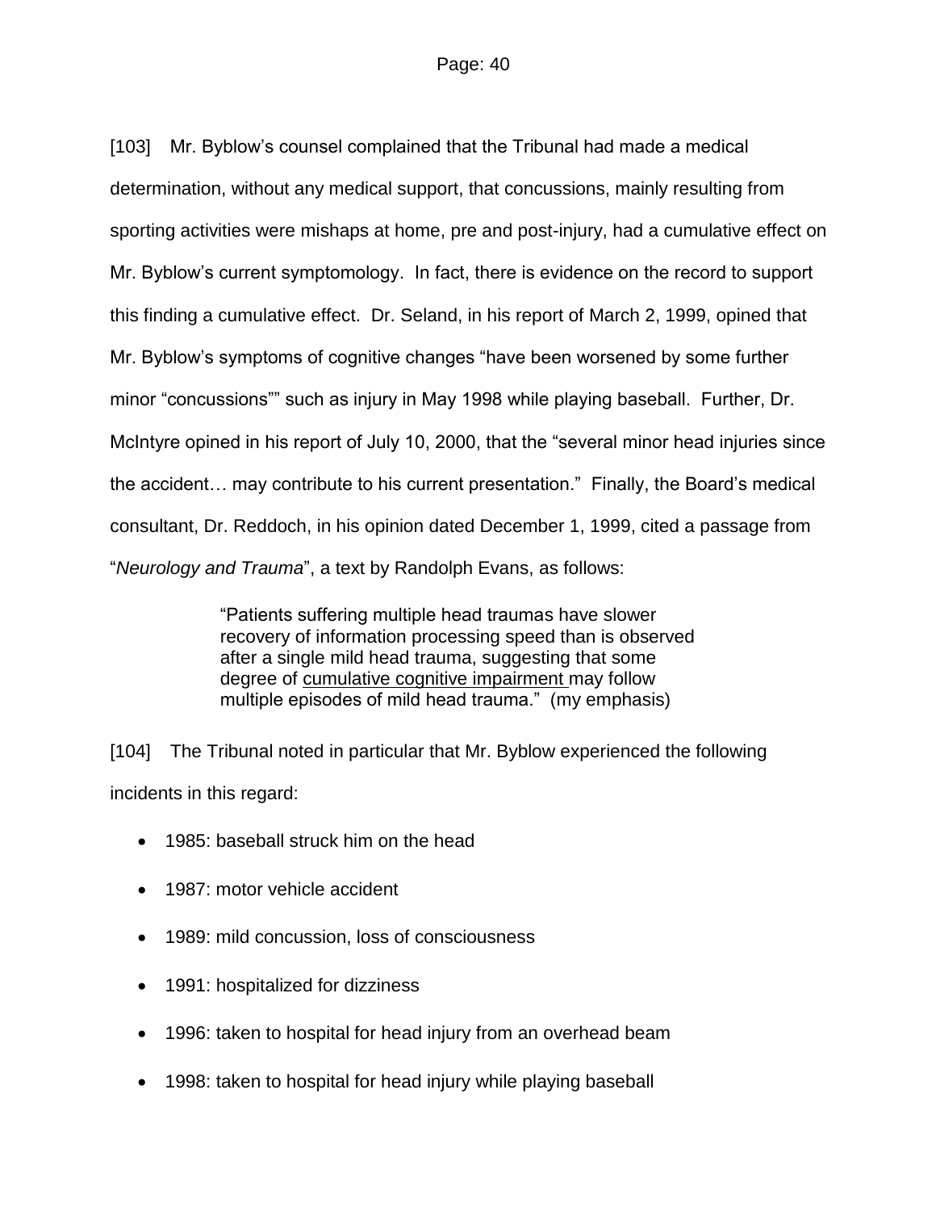[103] Mr. Byblow's counsel complained that the Tribunal had made a medical determination, without any medical support, that concussions, mainly resulting from sporting activities were mishaps at home, pre and post-injury, had a cumulative effect on Mr. Byblow's current symptomology. In fact, there is evidence on the record to support this finding a cumulative effect. Dr. Seland, in his report of March 2, 1999, opined that Mr. Byblow's symptoms of cognitive changes "have been worsened by some further minor "concussions"" such as injury in May 1998 while playing baseball. Further, Dr. McIntyre opined in his report of July 10, 2000, that the "several minor head injuries since the accident… may contribute to his current presentation." Finally, the Board's medical consultant, Dr. Reddoch, in his opinion dated December 1, 1999, cited a passage from "*Neurology and Trauma*", a text by Randolph Evans, as follows:

> "Patients suffering multiple head traumas have slower recovery of information processing speed than is observed after a single mild head trauma, suggesting that some degree of <u>cumulative cognitive impairment</u> may follow multiple episodes of mild head trauma." (my emphasis)

[104] The Tribunal noted in particular that Mr. Byblow experienced the following incidents in this regard:

- 1985: baseball struck him on the head
- 1987: motor vehicle accident
- 1989: mild concussion, loss of consciousness
- 1991: hospitalized for dizziness
- 1996: taken to hospital for head injury from an overhead beam
- 1998: taken to hospital for head injury while playing baseball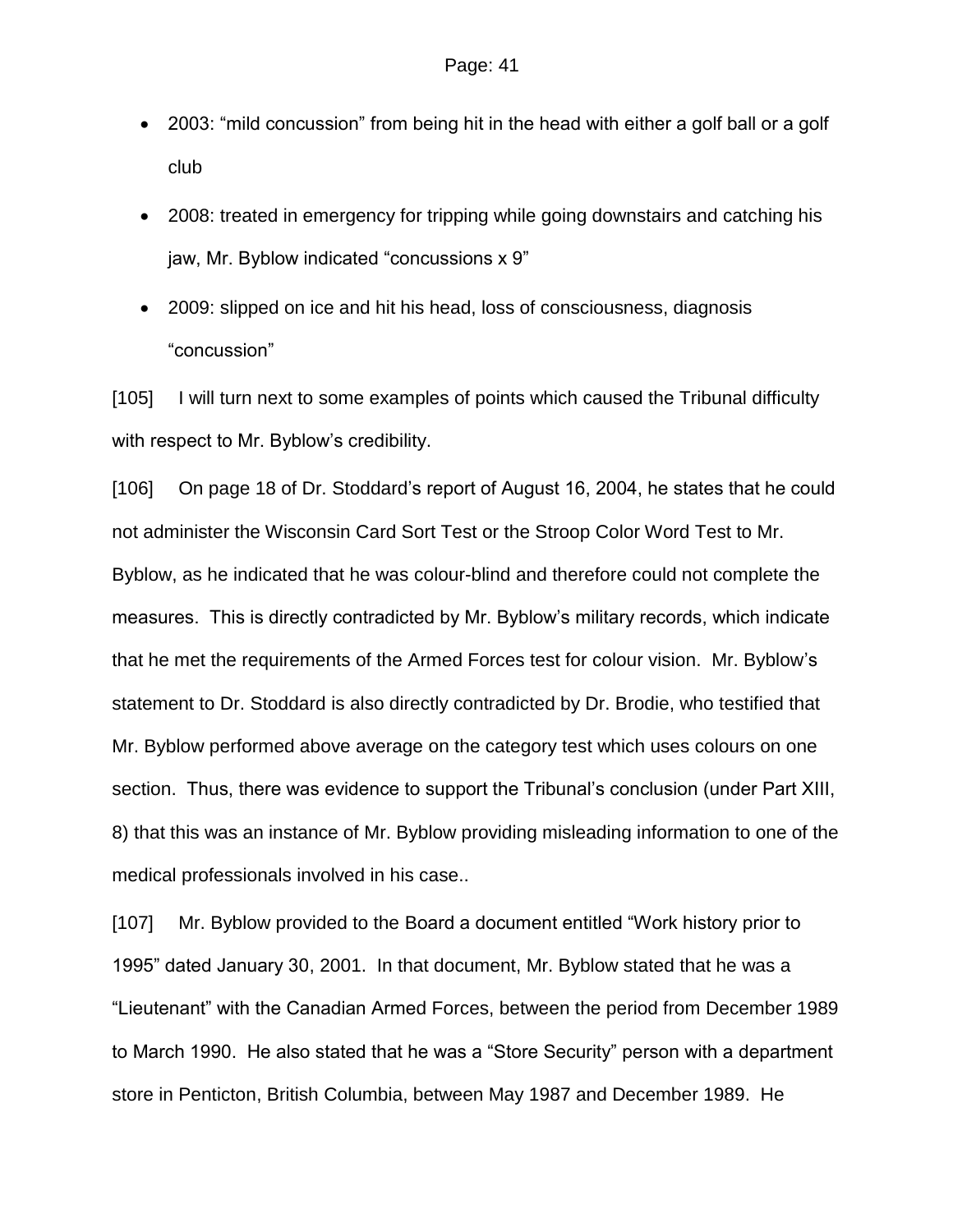- 2003: “mild concussion” from being hit in the head with either a golf ball or a golf club
- 2008: treated in emergency for tripping while going downstairs and catching his jaw, Mr. Byblow indicated “concussions x 9”
- 2009: slipped on ice and hit his head, loss of consciousness, diagnosis “concussion”

[105] I will turn next to some examples of points which caused the Tribunal difficulty with respect to Mr. Byblow’s credibility.

[106] On page 18 of Dr. Stoddard’s report of August 16, 2004, he states that he could not administer the Wisconsin Card Sort Test or the Stroop Color Word Test to Mr. Byblow, as he indicated that he was colour-blind and therefore could not complete the measures. This is directly contradicted by Mr. Byblow’s military records, which indicate that he met the requirements of the Armed Forces test for colour vision. Mr. Byblow’s statement to Dr. Stoddard is also directly contradicted by Dr. Brodie, who testified that Mr. Byblow performed above average on the category test which uses colours on one section. Thus, there was evidence to support the Tribunal’s conclusion (under Part XIII, 8) that this was an instance of Mr. Byblow providing misleading information to one of the medical professionals involved in his case..

[107] Mr. Byblow provided to the Board a document entitled “Work history prior to 1995” dated January 30, 2001. In that document, Mr. Byblow stated that he was a “Lieutenant” with the Canadian Armed Forces, between the period from December 1989 to March 1990. He also stated that he was a “Store Security” person with a department store in Penticton, British Columbia, between May 1987 and December 1989. He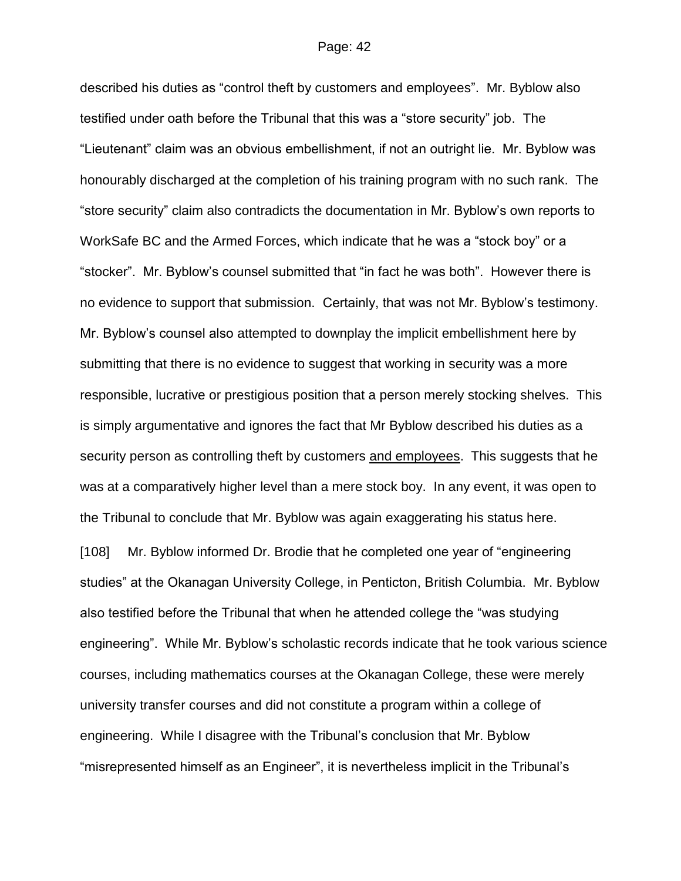described his duties as “control theft by customers and employees”. Mr. Byblow also testified under oath before the Tribunal that this was a “store security” job. The “Lieutenant” claim was an obvious embellishment, if not an outright lie. Mr. Byblow was honourably discharged at the completion of his training program with no such rank. The “store security” claim also contradicts the documentation in Mr. Byblow’s own reports to WorkSafe BC and the Armed Forces, which indicate that he was a “stock boy” or a “stocker”. Mr. Byblow’s counsel submitted that “in fact he was both”. However there is no evidence to support that submission. Certainly, that was not Mr. Byblow’s testimony. Mr. Byblow’s counsel also attempted to downplay the implicit embellishment here by submitting that there is no evidence to suggest that working in security was a more responsible, lucrative or prestigious position that a person merely stocking shelves. This is simply argumentative and ignores the fact that Mr Byblow described his duties as a security person as controlling theft by customers <u>and employees</u>. This suggests that he was at a comparatively higher level than a mere stock boy. In any event, it was open to the Tribunal to conclude that Mr. Byblow was again exaggerating his status here.

[108] Mr. Byblow informed Dr. Brodie that he completed one year of “engineering studies” at the Okanagan University College, in Penticton, British Columbia. Mr. Byblow also testified before the Tribunal that when he attended college the “was studying engineering”. While Mr. Byblow’s scholastic records indicate that he took various science courses, including mathematics courses at the Okanagan College, these were merely university transfer courses and did not constitute a program within a college of engineering. While I disagree with the Tribunal’s conclusion that Mr. Byblow “misrepresented himself as an Engineer”, it is nevertheless implicit in the Tribunal’s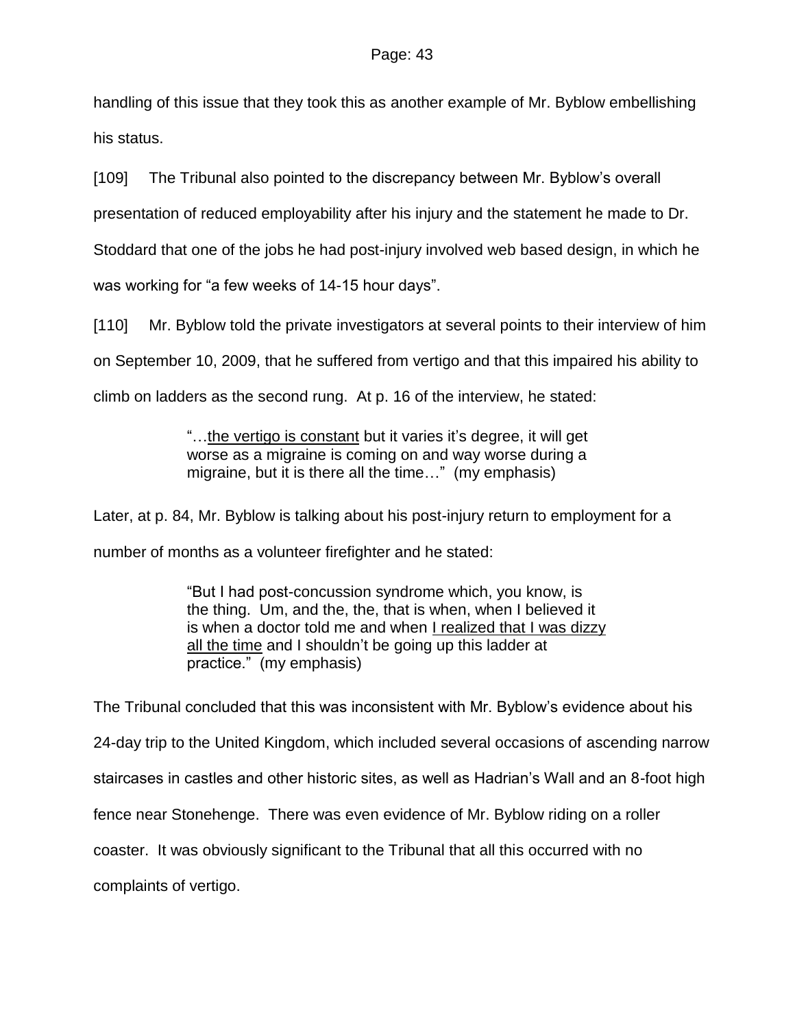handling of this issue that they took this as another example of Mr. Byblow embellishing his status.

[109] The Tribunal also pointed to the discrepancy between Mr. Byblow's overall presentation of reduced employability after his injury and the statement he made to Dr. Stoddard that one of the jobs he had post-injury involved web based design, in which he was working for "a few weeks of 14-15 hour days".

[110] Mr. Byblow told the private investigators at several points to their interview of him on September 10, 2009, that he suffered from vertigo and that this impaired his ability to climb on ladders as the second rung. At p. 16 of the interview, he stated:

> "…<u>the vertigo is constant</u> but it varies it's degree, it will get worse as a migraine is coming on and way worse during a migraine, but it is there all the time…" (my emphasis)

Later, at p. 84, Mr. Byblow is talking about his post-injury return to employment for a number of months as a volunteer firefighter and he stated:

> "But I had post-concussion syndrome which, you know, is the thing. Um, and the, the, that is when, when I believed it is when a doctor told me and when <u>I realized that I was dizzy all the time</u> and I shouldn't be going up this ladder at practice." (my emphasis)

The Tribunal concluded that this was inconsistent with Mr. Byblow's evidence about his 24-day trip to the United Kingdom, which included several occasions of ascending narrow staircases in castles and other historic sites, as well as Hadrian's Wall and an 8-foot high fence near Stonehenge. There was even evidence of Mr. Byblow riding on a roller coaster. It was obviously significant to the Tribunal that all this occurred with no complaints of vertigo.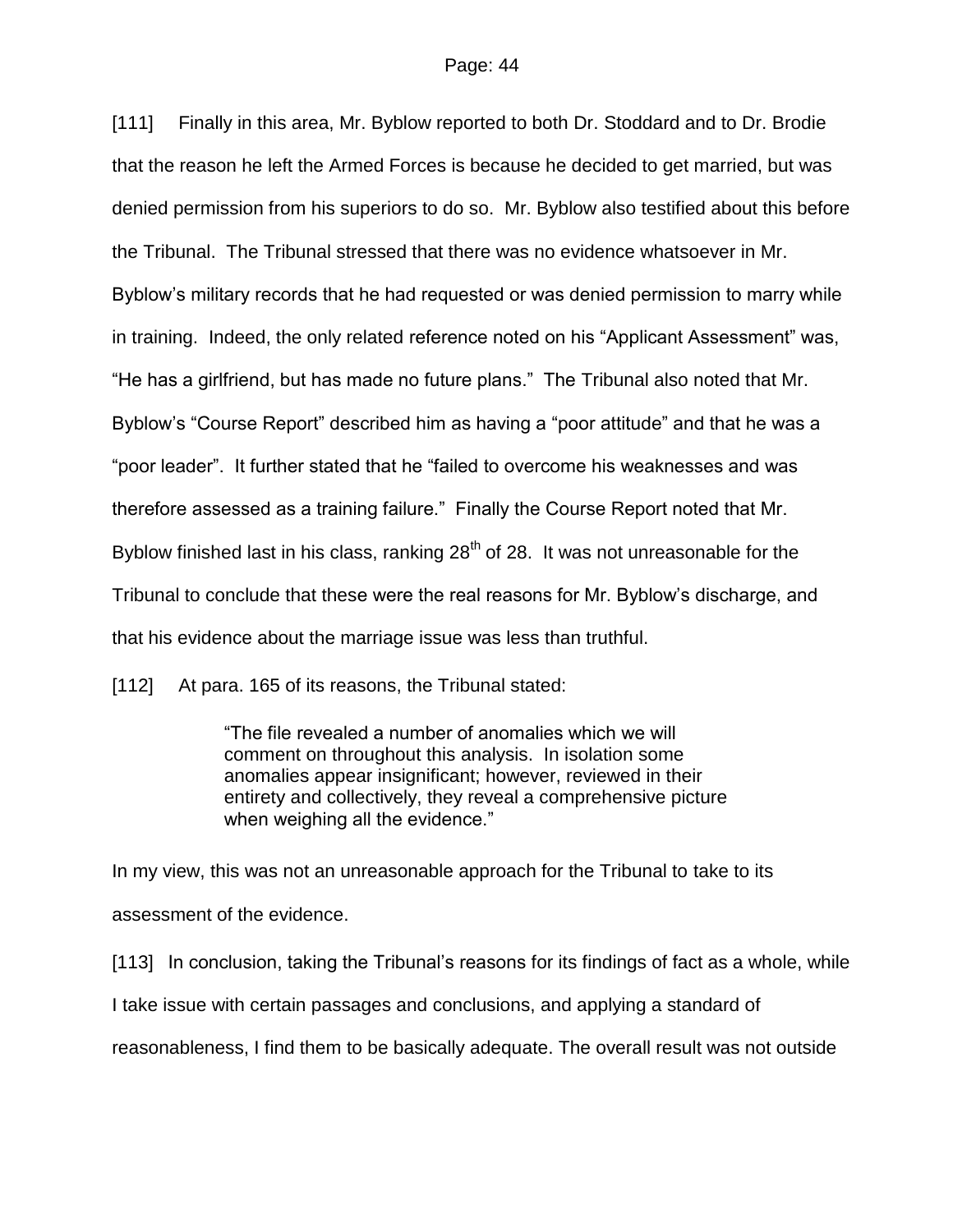[111] Finally in this area, Mr. Byblow reported to both Dr. Stoddard and to Dr. Brodie that the reason he left the Armed Forces is because he decided to get married, but was denied permission from his superiors to do so. Mr. Byblow also testified about this before the Tribunal. The Tribunal stressed that there was no evidence whatsoever in Mr. Byblow's military records that he had requested or was denied permission to marry while in training. Indeed, the only related reference noted on his "Applicant Assessment" was, "He has a girlfriend, but has made no future plans." The Tribunal also noted that Mr. Byblow's "Course Report" described him as having a "poor attitude" and that he was a "poor leader". It further stated that he "failed to overcome his weaknesses and was therefore assessed as a training failure." Finally the Course Report noted that Mr. Byblow finished last in his class, ranking 28th of 28. It was not unreasonable for the Tribunal to conclude that these were the real reasons for Mr. Byblow's discharge, and that his evidence about the marriage issue was less than truthful.

[112] At para. 165 of its reasons, the Tribunal stated:

> "The file revealed a number of anomalies which we will comment on throughout this analysis. In isolation some anomalies appear insignificant; however, reviewed in their entirety and collectively, they reveal a comprehensive picture when weighing all the evidence."

In my view, this was not an unreasonable approach for the Tribunal to take to its assessment of the evidence.

[113] In conclusion, taking the Tribunal's reasons for its findings of fact as a whole, while I take issue with certain passages and conclusions, and applying a standard of reasonableness, I find them to be basically adequate. The overall result was not outside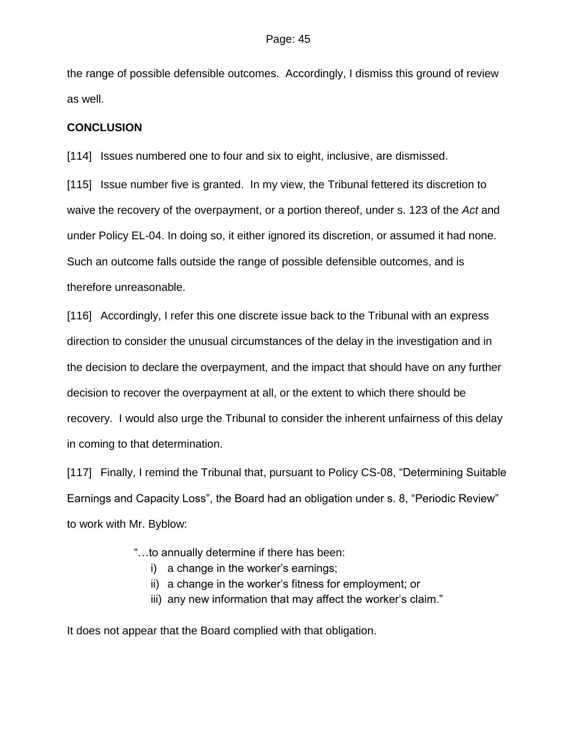the range of possible defensible outcomes. Accordingly, I dismiss this ground of review as well.

**CONCLUSION**

[114] Issues numbered one to four and six to eight, inclusive, are dismissed.

[115] Issue number five is granted. In my view, the Tribunal fettered its discretion to waive the recovery of the overpayment, or a portion thereof, under s. 123 of the *Act* and under Policy EL-04. In doing so, it either ignored its discretion, or assumed it had none. Such an outcome falls outside the range of possible defensible outcomes, and is therefore unreasonable.

[116] Accordingly, I refer this one discrete issue back to the Tribunal with an express direction to consider the unusual circumstances of the delay in the investigation and in the decision to declare the overpayment, and the impact that should have on any further decision to recover the overpayment at all, or the extent to which there should be recovery. I would also urge the Tribunal to consider the inherent unfairness of this delay in coming to that determination.

[117] Finally, I remind the Tribunal that, pursuant to Policy CS-08, "Determining Suitable Earnings and Capacity Loss", the Board had an obligation under s. 8, "Periodic Review" to work with Mr. Byblow:

> "…to annually determine if there has been:
> i) a change in the worker's earnings;
> ii) a change in the worker's fitness for employment; or
> iii) any new information that may affect the worker's claim."

It does not appear that the Board complied with that obligation.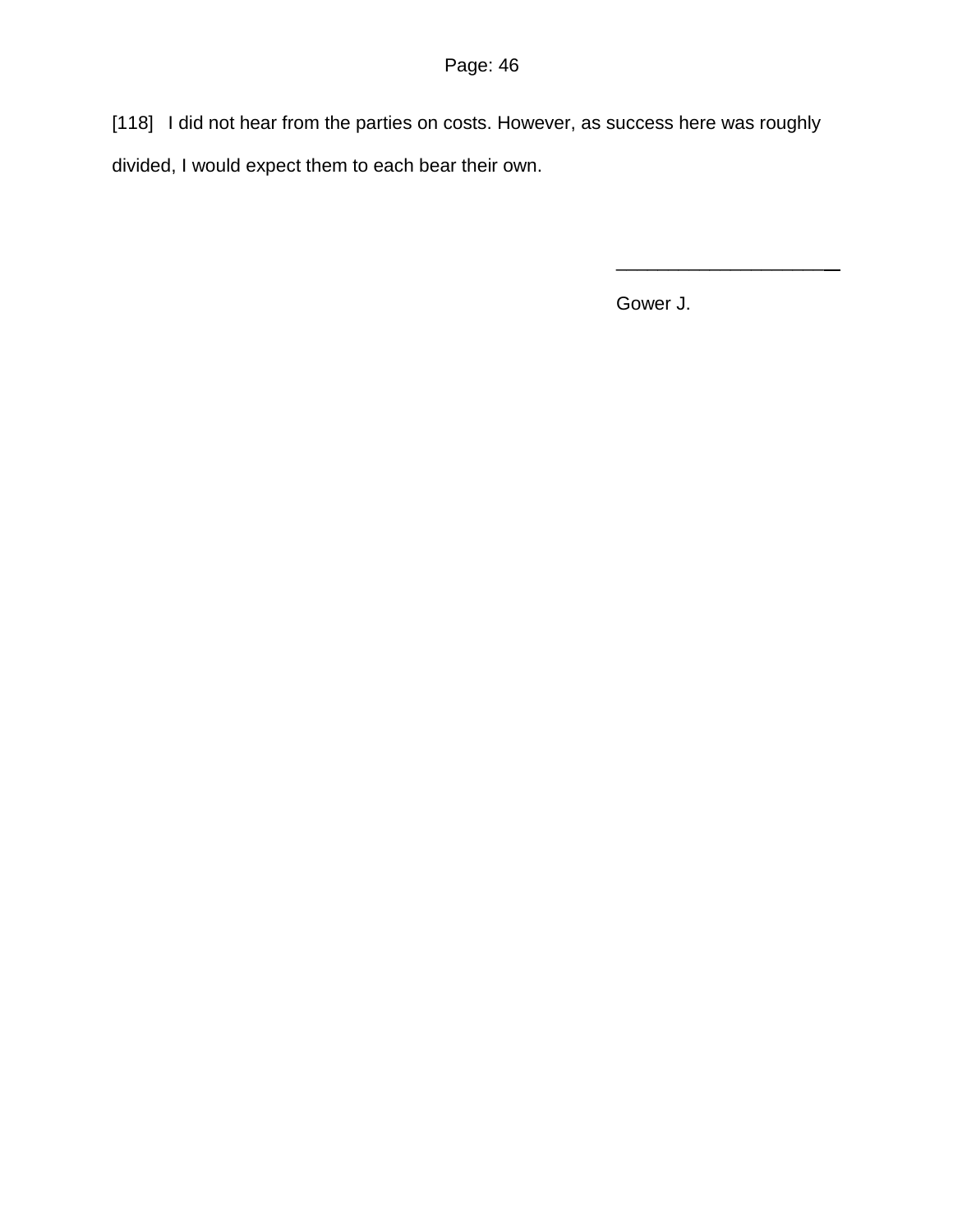[118] I did not hear from the parties on costs. However, as success here was roughly divided, I would expect them to each bear their own.

_____________________

Gower J.